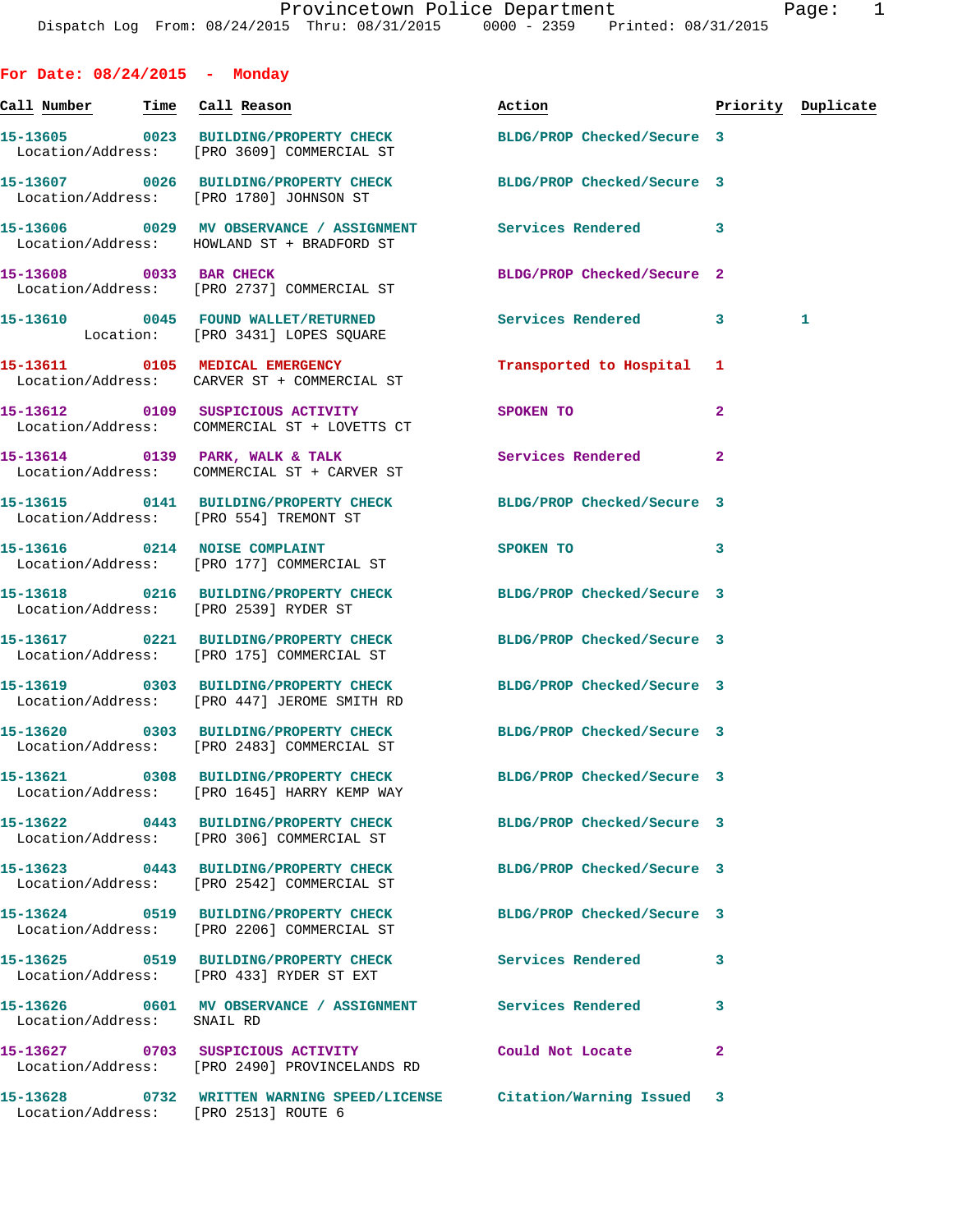Provincetown Police Department

Dispatch Log From: 08/24/2015 Thru: 08/31/2015 0000 - 2359 Printed: 08/31/2015

## For Date: 08/24/2015 - Monday

| Call Number | Time | Call Reason | Action | Priority | Duplicate |
|---|---|---|---|---|---|
| 15-13605 | 0023 | BUILDING/PROPERTY CHECK | BLDG/PROP Checked/Secure | 3 | |
| Location/Address: | | [PRO 3609] COMMERCIAL ST | | | |
| 15-13607 | 0026 | BUILDING/PROPERTY CHECK | BLDG/PROP Checked/Secure | 3 | |
| Location/Address: | | [PRO 1780] JOHNSON ST | | | |
| 15-13606 | 0029 | MV OBSERVANCE / ASSIGNMENT | Services Rendered | 3 | |
| Location/Address: | | HOWLAND ST + BRADFORD ST | | | |
| 15-13608 | 0033 | BAR CHECK | BLDG/PROP Checked/Secure | 2 | |
| Location/Address: | | [PRO 2737] COMMERCIAL ST | | | |
| 15-13610 | 0045 | FOUND WALLET/RETURNED | Services Rendered | 3 | 1 |
| Location: | | [PRO 3431] LOPES SQUARE | | | |
| 15-13611 | 0105 | MEDICAL EMERGENCY | Transported to Hospital | 1 | |
| Location/Address: | | CARVER ST + COMMERCIAL ST | | | |
| 15-13612 | 0109 | SUSPICIOUS ACTIVITY | SPOKEN TO | 2 | |
| Location/Address: | | COMMERCIAL ST + LOVETTS CT | | | |
| 15-13614 | 0139 | PARK, WALK & TALK | Services Rendered | 2 | |
| Location/Address: | | COMMERCIAL ST + CARVER ST | | | |
| 15-13615 | 0141 | BUILDING/PROPERTY CHECK | BLDG/PROP Checked/Secure | 3 | |
| Location/Address: | | [PRO 554] TREMONT ST | | | |
| 15-13616 | 0214 | NOISE COMPLAINT | SPOKEN TO | 3 | |
| Location/Address: | | [PRO 177] COMMERCIAL ST | | | |
| 15-13618 | 0216 | BUILDING/PROPERTY CHECK | BLDG/PROP Checked/Secure | 3 | |
| Location/Address: | | [PRO 2539] RYDER ST | | | |
| 15-13617 | 0221 | BUILDING/PROPERTY CHECK | BLDG/PROP Checked/Secure | 3 | |
| Location/Address: | | [PRO 175] COMMERCIAL ST | | | |
| 15-13619 | 0303 | BUILDING/PROPERTY CHECK | BLDG/PROP Checked/Secure | 3 | |
| Location/Address: | | [PRO 447] JEROME SMITH RD | | | |
| 15-13620 | 0303 | BUILDING/PROPERTY CHECK | BLDG/PROP Checked/Secure | 3 | |
| Location/Address: | | [PRO 2483] COMMERCIAL ST | | | |
| 15-13621 | 0308 | BUILDING/PROPERTY CHECK | BLDG/PROP Checked/Secure | 3 | |
| Location/Address: | | [PRO 1645] HARRY KEMP WAY | | | |
| 15-13622 | 0443 | BUILDING/PROPERTY CHECK | BLDG/PROP Checked/Secure | 3 | |
| Location/Address: | | [PRO 306] COMMERCIAL ST | | | |
| 15-13623 | 0443 | BUILDING/PROPERTY CHECK | BLDG/PROP Checked/Secure | 3 | |
| Location/Address: | | [PRO 2542] COMMERCIAL ST | | | |
| 15-13624 | 0519 | BUILDING/PROPERTY CHECK | BLDG/PROP Checked/Secure | 3 | |
| Location/Address: | | [PRO 2206] COMMERCIAL ST | | | |
| 15-13625 | 0519 | BUILDING/PROPERTY CHECK | Services Rendered | 3 | |
| Location/Address: | | [PRO 433] RYDER ST EXT | | | |
| 15-13626 | 0601 | MV OBSERVANCE / ASSIGNMENT | Services Rendered | 3 | |
| Location/Address: | | SNAIL RD | | | |
| 15-13627 | 0703 | SUSPICIOUS ACTIVITY | Could Not Locate | 2 | |
| Location/Address: | | [PRO 2490] PROVINCELANDS RD | | | |
| 15-13628 | 0732 | WRITTEN WARNING SPEED/LICENSE | Citation/Warning Issued | 3 | |
| Location/Address: | | [PRO 2513] ROUTE 6 | | | |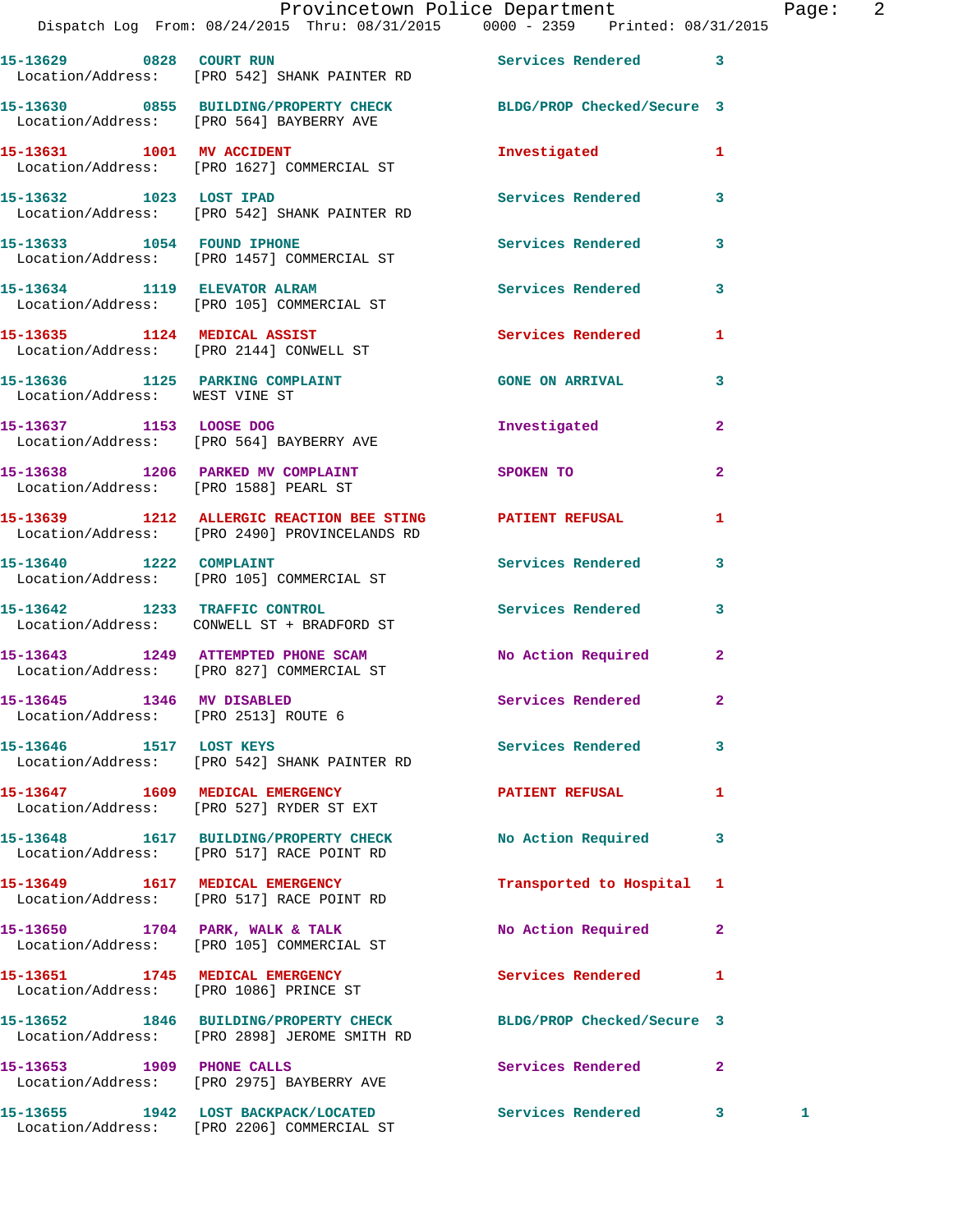15-13629 0828 COURT RUN Services Rendered 3
Location/Address: [PRO 542] SHANK PAINTER RD

15-13630 0855 BUILDING/PROPERTY CHECK BLDG/PROP Checked/Secure 3
Location/Address: [PRO 564] BAYBERRY AVE

15-13631 1001 MV ACCIDENT Investigated 1
Location/Address: [PRO 1627] COMMERCIAL ST

15-13632 1023 LOST IPAD Services Rendered 3
Location/Address: [PRO 542] SHANK PAINTER RD

15-13633 1054 FOUND IPHONE Services Rendered 3
Location/Address: [PRO 1457] COMMERCIAL ST

15-13634 1119 ELEVATOR ALRAM Services Rendered 3
Location/Address: [PRO 105] COMMERCIAL ST

15-13635 1124 MEDICAL ASSIST Services Rendered 1
Location/Address: [PRO 2144] CONWELL ST

15-13636 1125 PARKING COMPLAINT GONE ON ARRIVAL 3
Location/Address: WEST VINE ST

15-13637 1153 LOOSE DOG Investigated 2
Location/Address: [PRO 564] BAYBERRY AVE

15-13638 1206 PARKED MV COMPLAINT SPOKEN TO 2
Location/Address: [PRO 1588] PEARL ST

15-13639 1212 ALLERGIC REACTION BEE STING PATIENT REFUSAL 1
Location/Address: [PRO 2490] PROVINCELANDS RD

15-13640 1222 COMPLAINT Services Rendered 3
Location/Address: [PRO 105] COMMERCIAL ST

15-13642 1233 TRAFFIC CONTROL Services Rendered 3
Location/Address: CONWELL ST + BRADFORD ST

15-13643 1249 ATTEMPTED PHONE SCAM No Action Required 2
Location/Address: [PRO 827] COMMERCIAL ST

15-13645 1346 MV DISABLED Services Rendered 2
Location/Address: [PRO 2513] ROUTE 6

15-13646 1517 LOST KEYS Services Rendered 3
Location/Address: [PRO 542] SHANK PAINTER RD

15-13647 1609 MEDICAL EMERGENCY PATIENT REFUSAL 1
Location/Address: [PRO 527] RYDER ST EXT

15-13648 1617 BUILDING/PROPERTY CHECK No Action Required 3
Location/Address: [PRO 517] RACE POINT RD

15-13649 1617 MEDICAL EMERGENCY Transported to Hospital 1
Location/Address: [PRO 517] RACE POINT RD

15-13650 1704 PARK, WALK & TALK No Action Required 2
Location/Address: [PRO 105] COMMERCIAL ST

15-13651 1745 MEDICAL EMERGENCY Services Rendered 1
Location/Address: [PRO 1086] PRINCE ST

15-13652 1846 BUILDING/PROPERTY CHECK BLDG/PROP Checked/Secure 3
Location/Address: [PRO 2898] JEROME SMITH RD

15-13653 1909 PHONE CALLS Services Rendered 2
Location/Address: [PRO 2975] BAYBERRY AVE

15-13655 1942 LOST BACKPACK/LOCATED Services Rendered 3 1
Location/Address: [PRO 2206] COMMERCIAL ST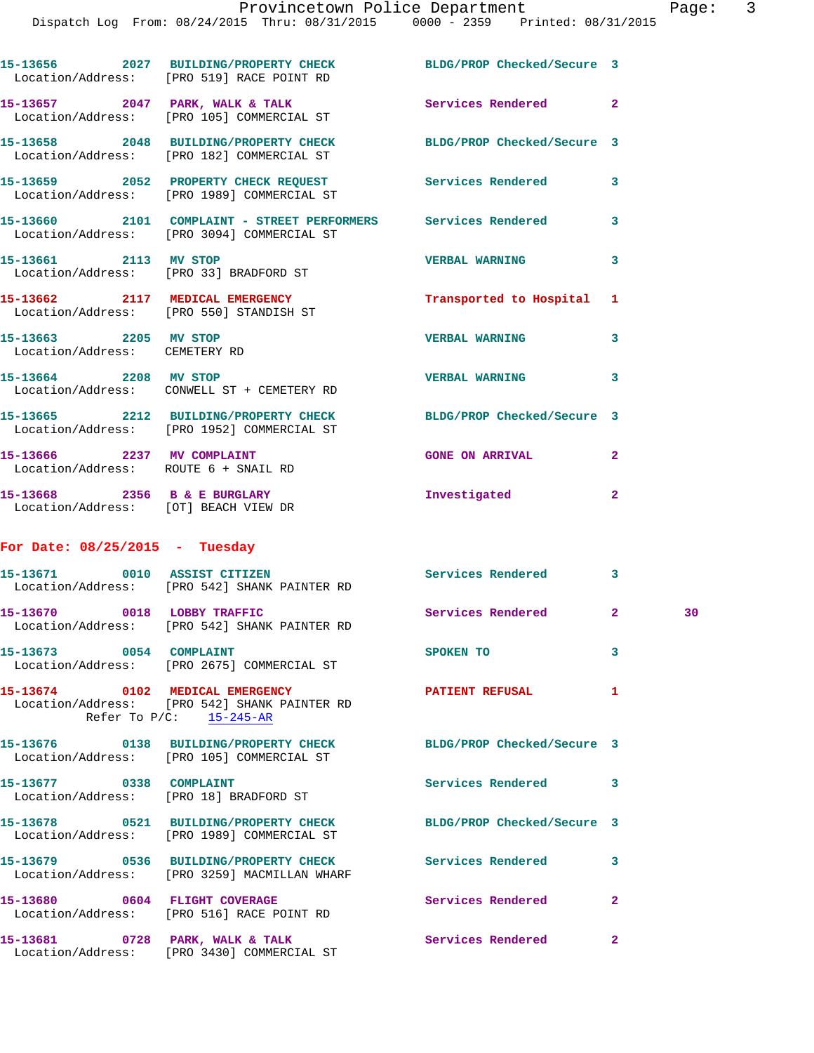15-13656 2027 **BUILDING/PROPERTY CHECK** BLDG/PROP Checked/Secure 3
Location/Address: [PRO 519] RACE POINT RD

15-13657 2047 **PARK, WALK & TALK** Services Rendered 2
Location/Address: [PRO 105] COMMERCIAL ST

15-13658 2048 **BUILDING/PROPERTY CHECK** BLDG/PROP Checked/Secure 3
Location/Address: [PRO 182] COMMERCIAL ST

15-13659 2052 **PROPERTY CHECK REQUEST** Services Rendered 3
Location/Address: [PRO 1989] COMMERCIAL ST

15-13660 2101 **COMPLAINT - STREET PERFORMERS** Services Rendered 3
Location/Address: [PRO 3094] COMMERCIAL ST

15-13661 2113 **MV STOP** VERBAL WARNING 3
Location/Address: [PRO 33] BRADFORD ST

15-13662 2117 **MEDICAL EMERGENCY** Transported to Hospital 1
Location/Address: [PRO 550] STANDISH ST

15-13663 2205 **MV STOP** VERBAL WARNING 3
Location/Address: CEMETERY RD

15-13664 2208 **MV STOP** VERBAL WARNING 3
Location/Address: CONWELL ST + CEMETERY RD

15-13665 2212 **BUILDING/PROPERTY CHECK** BLDG/PROP Checked/Secure 3
Location/Address: [PRO 1952] COMMERCIAL ST

15-13666 2237 **MV COMPLAINT** GONE ON ARRIVAL 2
Location/Address: ROUTE 6 + SNAIL RD

15-13668 2356 **B & E BURGLARY** Investigated 2
Location/Address: [OT] BEACH VIEW DR

## For Date: 08/25/2015 - Tuesday

15-13671 0010 **ASSIST CITIZEN** Services Rendered 3
Location/Address: [PRO 542] SHANK PAINTER RD

15-13670 0018 **LOBBY TRAFFIC** Services Rendered 2 30
Location/Address: [PRO 542] SHANK PAINTER RD

15-13673 0054 **COMPLAINT** SPOKEN TO 3
Location/Address: [PRO 2675] COMMERCIAL ST

15-13674 0102 **MEDICAL EMERGENCY** PATIENT REFUSAL 1
Location/Address: [PRO 542] SHANK PAINTER RD
Refer To P/C: 15-245-AR

15-13676 0138 **BUILDING/PROPERTY CHECK** BLDG/PROP Checked/Secure 3
Location/Address: [PRO 105] COMMERCIAL ST

15-13677 0338 **COMPLAINT** Services Rendered 3
Location/Address: [PRO 18] BRADFORD ST

15-13678 0521 **BUILDING/PROPERTY CHECK** BLDG/PROP Checked/Secure 3
Location/Address: [PRO 1989] COMMERCIAL ST

15-13679 0536 **BUILDING/PROPERTY CHECK** Services Rendered 3
Location/Address: [PRO 3259] MACMILLAN WHARF

15-13680 0604 **FLIGHT COVERAGE** Services Rendered 2
Location/Address: [PRO 516] RACE POINT RD

15-13681 0728 **PARK, WALK & TALK** Services Rendered 2
Location/Address: [PRO 3430] COMMERCIAL ST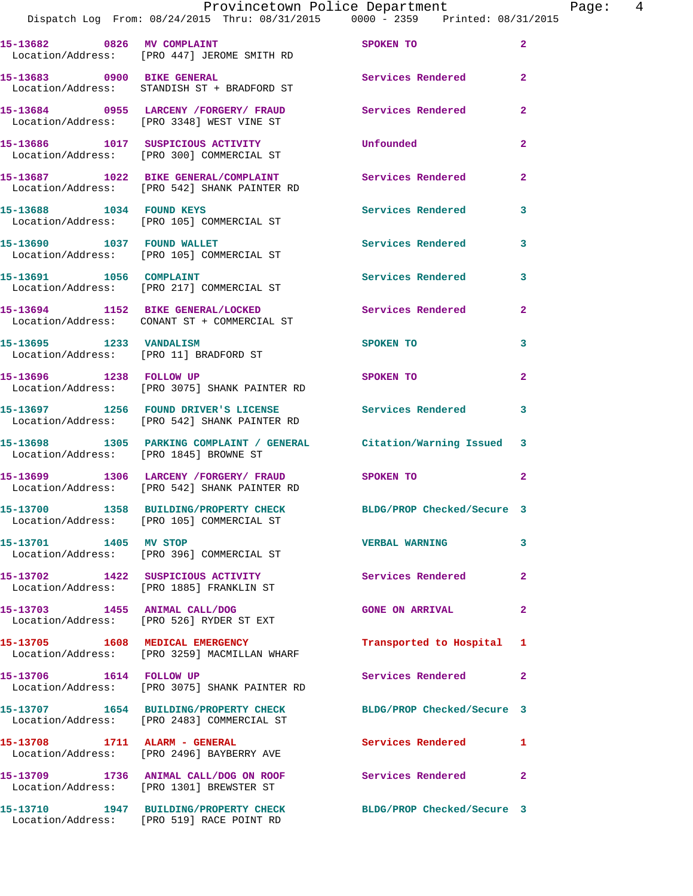15-13682 0826 MV COMPLAINT SPOKEN TO 2
Location/Address: [PRO 447] JEROME SMITH RD

15-13683 0900 BIKE GENERAL Services Rendered 2
Location/Address: STANDISH ST + BRADFORD ST

15-13684 0955 LARCENY /FORGERY/ FRAUD Services Rendered 2
Location/Address: [PRO 3348] WEST VINE ST

15-13686 1017 SUSPICIOUS ACTIVITY Unfounded 2
Location/Address: [PRO 300] COMMERCIAL ST

15-13687 1022 BIKE GENERAL/COMPLAINT Services Rendered 2
Location/Address: [PRO 542] SHANK PAINTER RD

15-13688 1034 FOUND KEYS Services Rendered 3
Location/Address: [PRO 105] COMMERCIAL ST

15-13690 1037 FOUND WALLET Services Rendered 3
Location/Address: [PRO 105] COMMERCIAL ST

15-13691 1056 COMPLAINT Services Rendered 3
Location/Address: [PRO 217] COMMERCIAL ST

15-13694 1152 BIKE GENERAL/LOCKED Services Rendered 2
Location/Address: CONANT ST + COMMERCIAL ST

15-13695 1233 VANDALISM SPOKEN TO 3
Location/Address: [PRO 11] BRADFORD ST

15-13696 1238 FOLLOW UP SPOKEN TO 2
Location/Address: [PRO 3075] SHANK PAINTER RD

15-13697 1256 FOUND DRIVER'S LICENSE Services Rendered 3
Location/Address: [PRO 542] SHANK PAINTER RD

15-13698 1305 PARKING COMPLAINT / GENERAL Citation/Warning Issued 3
Location/Address: [PRO 1845] BROWNE ST

15-13699 1306 LARCENY /FORGERY/ FRAUD SPOKEN TO 2
Location/Address: [PRO 542] SHANK PAINTER RD

15-13700 1358 BUILDING/PROPERTY CHECK BLDG/PROP Checked/Secure 3
Location/Address: [PRO 105] COMMERCIAL ST

15-13701 1405 MV STOP VERBAL WARNING 3
Location/Address: [PRO 396] COMMERCIAL ST

15-13702 1422 SUSPICIOUS ACTIVITY Services Rendered 2
Location/Address: [PRO 1885] FRANKLIN ST

15-13703 1455 ANIMAL CALL/DOG GONE ON ARRIVAL 2
Location/Address: [PRO 526] RYDER ST EXT

15-13705 1608 MEDICAL EMERGENCY Transported to Hospital 1
Location/Address: [PRO 3259] MACMILLAN WHARF

15-13706 1614 FOLLOW UP Services Rendered 2
Location/Address: [PRO 3075] SHANK PAINTER RD

15-13707 1654 BUILDING/PROPERTY CHECK BLDG/PROP Checked/Secure 3
Location/Address: [PRO 2483] COMMERCIAL ST

15-13708 1711 ALARM - GENERAL Services Rendered 1
Location/Address: [PRO 2496] BAYBERRY AVE

15-13709 1736 ANIMAL CALL/DOG ON ROOF Services Rendered 2
Location/Address: [PRO 1301] BREWSTER ST

15-13710 1947 BUILDING/PROPERTY CHECK BLDG/PROP Checked/Secure 3
Location/Address: [PRO 519] RACE POINT RD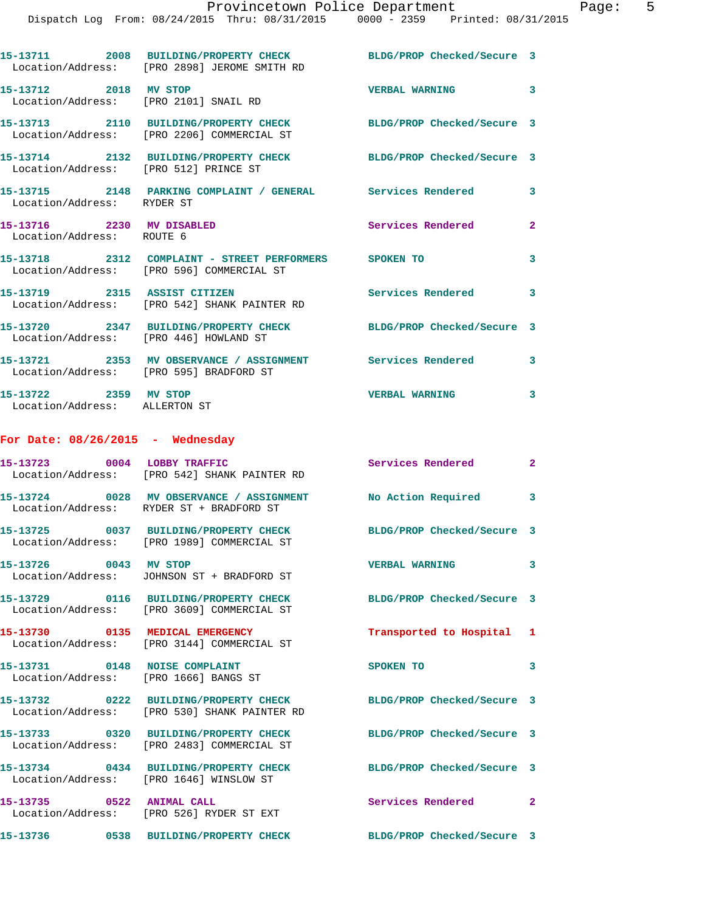15-13711 2008 BUILDING/PROPERTY CHECK BLDG/PROP Checked/Secure 3
Location/Address: [PRO 2898] JEROME SMITH RD

15-13712 2018 MV STOP VERBAL WARNING 3
Location/Address: [PRO 2101] SNAIL RD

15-13713 2110 BUILDING/PROPERTY CHECK BLDG/PROP Checked/Secure 3
Location/Address: [PRO 2206] COMMERCIAL ST

15-13714 2132 BUILDING/PROPERTY CHECK BLDG/PROP Checked/Secure 3
Location/Address: [PRO 512] PRINCE ST

15-13715 2148 PARKING COMPLAINT / GENERAL Services Rendered 3
Location/Address: RYDER ST

15-13716 2230 MV DISABLED Services Rendered 2
Location/Address: ROUTE 6

15-13718 2312 COMPLAINT - STREET PERFORMERS SPOKEN TO 3
Location/Address: [PRO 596] COMMERCIAL ST

15-13719 2315 ASSIST CITIZEN Services Rendered 3
Location/Address: [PRO 542] SHANK PAINTER RD

15-13720 2347 BUILDING/PROPERTY CHECK BLDG/PROP Checked/Secure 3
Location/Address: [PRO 446] HOWLAND ST

15-13721 2353 MV OBSERVANCE / ASSIGNMENT Services Rendered 3
Location/Address: [PRO 595] BRADFORD ST

15-13722 2359 MV STOP VERBAL WARNING 3
Location/Address: ALLERTON ST

**For Date: 08/26/2015 - Wednesday**

15-13723 0004 LOBBY TRAFFIC Services Rendered 2
Location/Address: [PRO 542] SHANK PAINTER RD

15-13724 0028 MV OBSERVANCE / ASSIGNMENT No Action Required 3
Location/Address: RYDER ST + BRADFORD ST

15-13725 0037 BUILDING/PROPERTY CHECK BLDG/PROP Checked/Secure 3
Location/Address: [PRO 1989] COMMERCIAL ST

15-13726 0043 MV STOP VERBAL WARNING 3
Location/Address: JOHNSON ST + BRADFORD ST

15-13729 0116 BUILDING/PROPERTY CHECK BLDG/PROP Checked/Secure 3
Location/Address: [PRO 3609] COMMERCIAL ST

15-13730 0135 MEDICAL EMERGENCY Transported to Hospital 1
Location/Address: [PRO 3144] COMMERCIAL ST

15-13731 0148 NOISE COMPLAINT SPOKEN TO 3
Location/Address: [PRO 1666] BANGS ST

15-13732 0222 BUILDING/PROPERTY CHECK BLDG/PROP Checked/Secure 3
Location/Address: [PRO 530] SHANK PAINTER RD

15-13733 0320 BUILDING/PROPERTY CHECK BLDG/PROP Checked/Secure 3
Location/Address: [PRO 2483] COMMERCIAL ST

15-13734 0434 BUILDING/PROPERTY CHECK BLDG/PROP Checked/Secure 3
Location/Address: [PRO 1646] WINSLOW ST

15-13735 0522 ANIMAL CALL Services Rendered 2
Location/Address: [PRO 526] RYDER ST EXT

15-13736 0538 BUILDING/PROPERTY CHECK BLDG/PROP Checked/Secure 3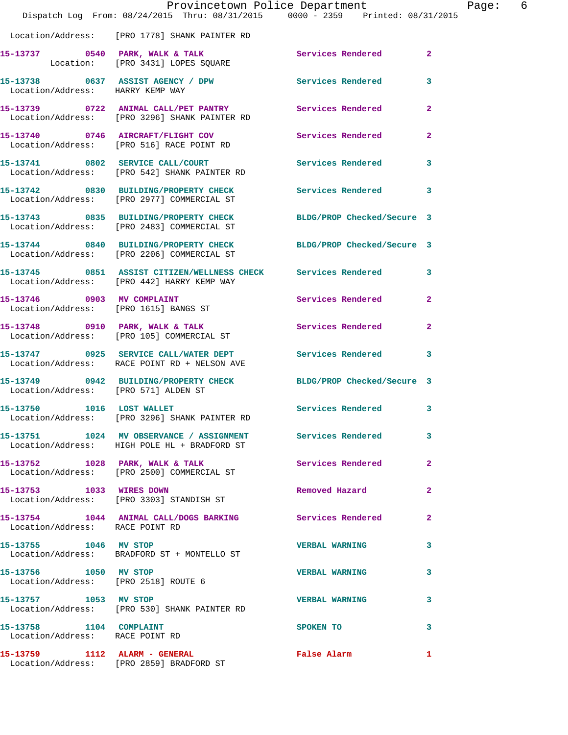Location/Address: [PRO 1778] SHANK PAINTER RD

| Call # | Time | Call Type | Disposition | Priority |
|---|---|---|---|---|
| 15-13737 | 0540 | PARK, WALK & TALK | Services Rendered | 2 |
| | | Location: [PRO 3431] LOPES SQUARE | | |
| 15-13738 | 0637 | ASSIST AGENCY / DPW | Services Rendered | 3 |
| | | Location/Address: HARRY KEMP WAY | | |
| 15-13739 | 0722 | ANIMAL CALL/PET PANTRY | Services Rendered | 2 |
| | | Location/Address: [PRO 3296] SHANK PAINTER RD | | |
| 15-13740 | 0746 | AIRCRAFT/FLIGHT COV | Services Rendered | 2 |
| | | Location/Address: [PRO 516] RACE POINT RD | | |
| 15-13741 | 0802 | SERVICE CALL/COURT | Services Rendered | 3 |
| | | Location/Address: [PRO 542] SHANK PAINTER RD | | |
| 15-13742 | 0830 | BUILDING/PROPERTY CHECK | Services Rendered | 3 |
| | | Location/Address: [PRO 2977] COMMERCIAL ST | | |
| 15-13743 | 0835 | BUILDING/PROPERTY CHECK | BLDG/PROP Checked/Secure | 3 |
| | | Location/Address: [PRO 2483] COMMERCIAL ST | | |
| 15-13744 | 0840 | BUILDING/PROPERTY CHECK | BLDG/PROP Checked/Secure | 3 |
| | | Location/Address: [PRO 2206] COMMERCIAL ST | | |
| 15-13745 | 0851 | ASSIST CITIZEN/WELLNESS CHECK | Services Rendered | 3 |
| | | Location/Address: [PRO 442] HARRY KEMP WAY | | |
| 15-13746 | 0903 | MV COMPLAINT | Services Rendered | 2 |
| | | Location/Address: [PRO 1615] BANGS ST | | |
| 15-13748 | 0910 | PARK, WALK & TALK | Services Rendered | 2 |
| | | Location/Address: [PRO 105] COMMERCIAL ST | | |
| 15-13747 | 0925 | SERVICE CALL/WATER DEPT | Services Rendered | 3 |
| | | Location/Address: RACE POINT RD + NELSON AVE | | |
| 15-13749 | 0942 | BUILDING/PROPERTY CHECK | BLDG/PROP Checked/Secure | 3 |
| | | Location/Address: [PRO 571] ALDEN ST | | |
| 15-13750 | 1016 | LOST WALLET | Services Rendered | 3 |
| | | Location/Address: [PRO 3296] SHANK PAINTER RD | | |
| 15-13751 | 1024 | MV OBSERVANCE / ASSIGNMENT | Services Rendered | 3 |
| | | Location/Address: HIGH POLE HL + BRADFORD ST | | |
| 15-13752 | 1028 | PARK, WALK & TALK | Services Rendered | 2 |
| | | Location/Address: [PRO 2500] COMMERCIAL ST | | |
| 15-13753 | 1033 | WIRES DOWN | Removed Hazard | 2 |
| | | Location/Address: [PRO 3303] STANDISH ST | | |
| 15-13754 | 1044 | ANIMAL CALL/DOGS BARKING | Services Rendered | 2 |
| | | Location/Address: RACE POINT RD | | |
| 15-13755 | 1046 | MV STOP | VERBAL WARNING | 3 |
| | | Location/Address: BRADFORD ST + MONTELLO ST | | |
| 15-13756 | 1050 | MV STOP | VERBAL WARNING | 3 |
| | | Location/Address: [PRO 2518] ROUTE 6 | | |
| 15-13757 | 1053 | MV STOP | VERBAL WARNING | 3 |
| | | Location/Address: [PRO 530] SHANK PAINTER RD | | |
| 15-13758 | 1104 | COMPLAINT | SPOKEN TO | 3 |
| | | Location/Address: RACE POINT RD | | |
| 15-13759 | 1112 | ALARM - GENERAL | False Alarm | 1 |
| | | Location/Address: [PRO 2859] BRADFORD ST | | |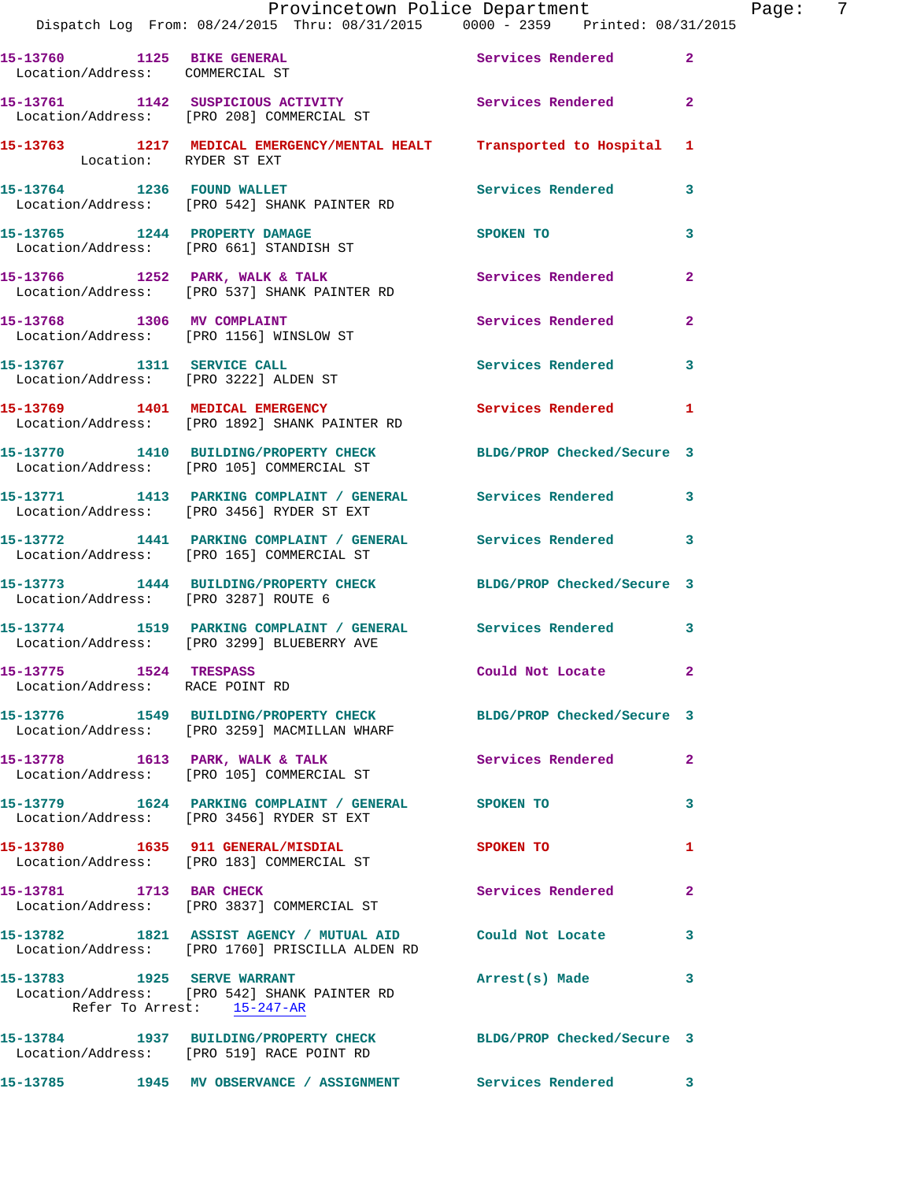15-13760 1125 BIKE GENERAL Services Rendered 2
Location/Address: COMMERCIAL ST

15-13761 1142 SUSPICIOUS ACTIVITY Services Rendered 2
Location/Address: [PRO 208] COMMERCIAL ST

15-13763 1217 MEDICAL EMERGENCY/MENTAL HEALT Transported to Hospital 1
Location: RYDER ST EXT

15-13764 1236 FOUND WALLET Services Rendered 3
Location/Address: [PRO 542] SHANK PAINTER RD

15-13765 1244 PROPERTY DAMAGE SPOKEN TO 3
Location/Address: [PRO 661] STANDISH ST

15-13766 1252 PARK, WALK & TALK Services Rendered 2
Location/Address: [PRO 537] SHANK PAINTER RD

15-13768 1306 MV COMPLAINT Services Rendered 2
Location/Address: [PRO 1156] WINSLOW ST

15-13767 1311 SERVICE CALL Services Rendered 3
Location/Address: [PRO 3222] ALDEN ST

15-13769 1401 MEDICAL EMERGENCY Services Rendered 1
Location/Address: [PRO 1892] SHANK PAINTER RD

15-13770 1410 BUILDING/PROPERTY CHECK BLDG/PROP Checked/Secure 3
Location/Address: [PRO 105] COMMERCIAL ST

15-13771 1413 PARKING COMPLAINT / GENERAL Services Rendered 3
Location/Address: [PRO 3456] RYDER ST EXT

15-13772 1441 PARKING COMPLAINT / GENERAL Services Rendered 3
Location/Address: [PRO 165] COMMERCIAL ST

15-13773 1444 BUILDING/PROPERTY CHECK BLDG/PROP Checked/Secure 3
Location/Address: [PRO 3287] ROUTE 6

15-13774 1519 PARKING COMPLAINT / GENERAL Services Rendered 3
Location/Address: [PRO 3299] BLUEBERRY AVE

15-13775 1524 TRESPASS Could Not Locate 2
Location/Address: RACE POINT RD

15-13776 1549 BUILDING/PROPERTY CHECK BLDG/PROP Checked/Secure 3
Location/Address: [PRO 3259] MACMILLAN WHARF

15-13778 1613 PARK, WALK & TALK Services Rendered 2
Location/Address: [PRO 105] COMMERCIAL ST

15-13779 1624 PARKING COMPLAINT / GENERAL SPOKEN TO 3
Location/Address: [PRO 3456] RYDER ST EXT

15-13780 1635 911 GENERAL/MISDIAL SPOKEN TO 1
Location/Address: [PRO 183] COMMERCIAL ST

15-13781 1713 BAR CHECK Services Rendered 2
Location/Address: [PRO 3837] COMMERCIAL ST

15-13782 1821 ASSIST AGENCY / MUTUAL AID Could Not Locate 3
Location/Address: [PRO 1760] PRISCILLA ALDEN RD

15-13783 1925 SERVE WARRANT Arrest(s) Made 3
Location/Address: [PRO 542] SHANK PAINTER RD
Refer To Arrest: 15-247-AR

15-13784 1937 BUILDING/PROPERTY CHECK BLDG/PROP Checked/Secure 3
Location/Address: [PRO 519] RACE POINT RD

15-13785 1945 MV OBSERVANCE / ASSIGNMENT Services Rendered 3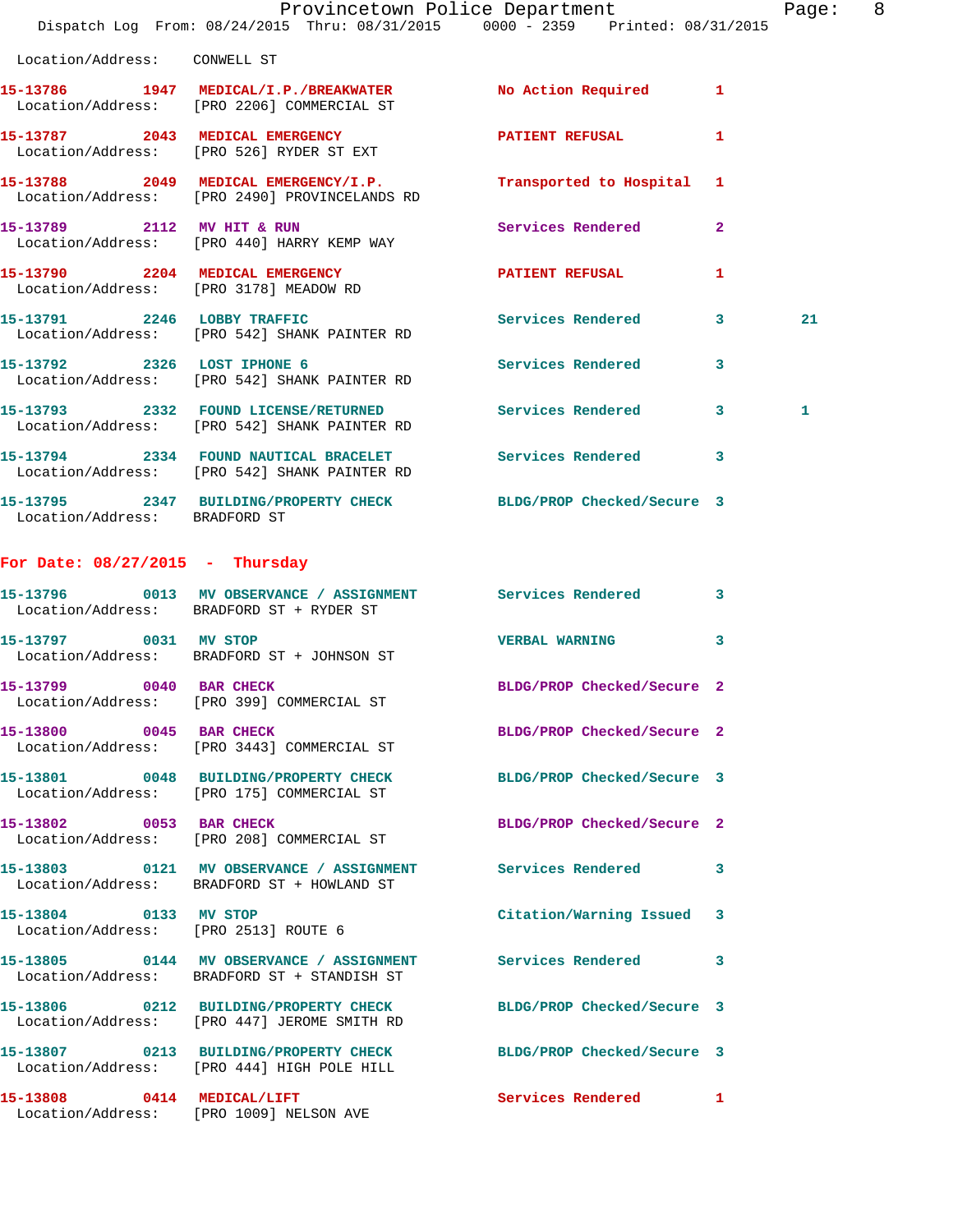Location/Address: CONWELL ST

**15-13786** 1947 MEDICAL/I.P./BREAKWATER No Action Required 1
Location/Address: [PRO 2206] COMMERCIAL ST

**15-13787** 2043 MEDICAL EMERGENCY PATIENT REFUSAL 1
Location/Address: [PRO 526] RYDER ST EXT

**15-13788** 2049 MEDICAL EMERGENCY/I.P. Transported to Hospital 1
Location/Address: [PRO 2490] PROVINCELANDS RD

**15-13789** 2112 MV HIT & RUN Services Rendered 2
Location/Address: [PRO 440] HARRY KEMP WAY

**15-13790** 2204 MEDICAL EMERGENCY PATIENT REFUSAL 1
Location/Address: [PRO 3178] MEADOW RD

**15-13791** 2246 LOBBY TRAFFIC Services Rendered 3 21
Location/Address: [PRO 542] SHANK PAINTER RD

**15-13792** 2326 LOST IPHONE 6 Services Rendered 3
Location/Address: [PRO 542] SHANK PAINTER RD

**15-13793** 2332 FOUND LICENSE/RETURNED Services Rendered 3 1
Location/Address: [PRO 542] SHANK PAINTER RD

**15-13794** 2334 FOUND NAUTICAL BRACELET Services Rendered 3
Location/Address: [PRO 542] SHANK PAINTER RD

**15-13795** 2347 BUILDING/PROPERTY CHECK BLDG/PROP Checked/Secure 3
Location/Address: BRADFORD ST

## For Date: 08/27/2015 - Thursday

**15-13796** 0013 MV OBSERVANCE / ASSIGNMENT Services Rendered 3
Location/Address: BRADFORD ST + RYDER ST

**15-13797** 0031 MV STOP VERBAL WARNING 3
Location/Address: BRADFORD ST + JOHNSON ST

**15-13799** 0040 BAR CHECK BLDG/PROP Checked/Secure 2
Location/Address: [PRO 399] COMMERCIAL ST

**15-13800** 0045 BAR CHECK BLDG/PROP Checked/Secure 2
Location/Address: [PRO 3443] COMMERCIAL ST

**15-13801** 0048 BUILDING/PROPERTY CHECK BLDG/PROP Checked/Secure 3
Location/Address: [PRO 175] COMMERCIAL ST

**15-13802** 0053 BAR CHECK BLDG/PROP Checked/Secure 2
Location/Address: [PRO 208] COMMERCIAL ST

**15-13803** 0121 MV OBSERVANCE / ASSIGNMENT Services Rendered 3
Location/Address: BRADFORD ST + HOWLAND ST

**15-13804** 0133 MV STOP Citation/Warning Issued 3
Location/Address: [PRO 2513] ROUTE 6

**15-13805** 0144 MV OBSERVANCE / ASSIGNMENT Services Rendered 3
Location/Address: BRADFORD ST + STANDISH ST

**15-13806** 0212 BUILDING/PROPERTY CHECK BLDG/PROP Checked/Secure 3
Location/Address: [PRO 447] JEROME SMITH RD

**15-13807** 0213 BUILDING/PROPERTY CHECK BLDG/PROP Checked/Secure 3
Location/Address: [PRO 444] HIGH POLE HILL

**15-13808** 0414 MEDICAL/LIFT Services Rendered 1
Location/Address: [PRO 1009] NELSON AVE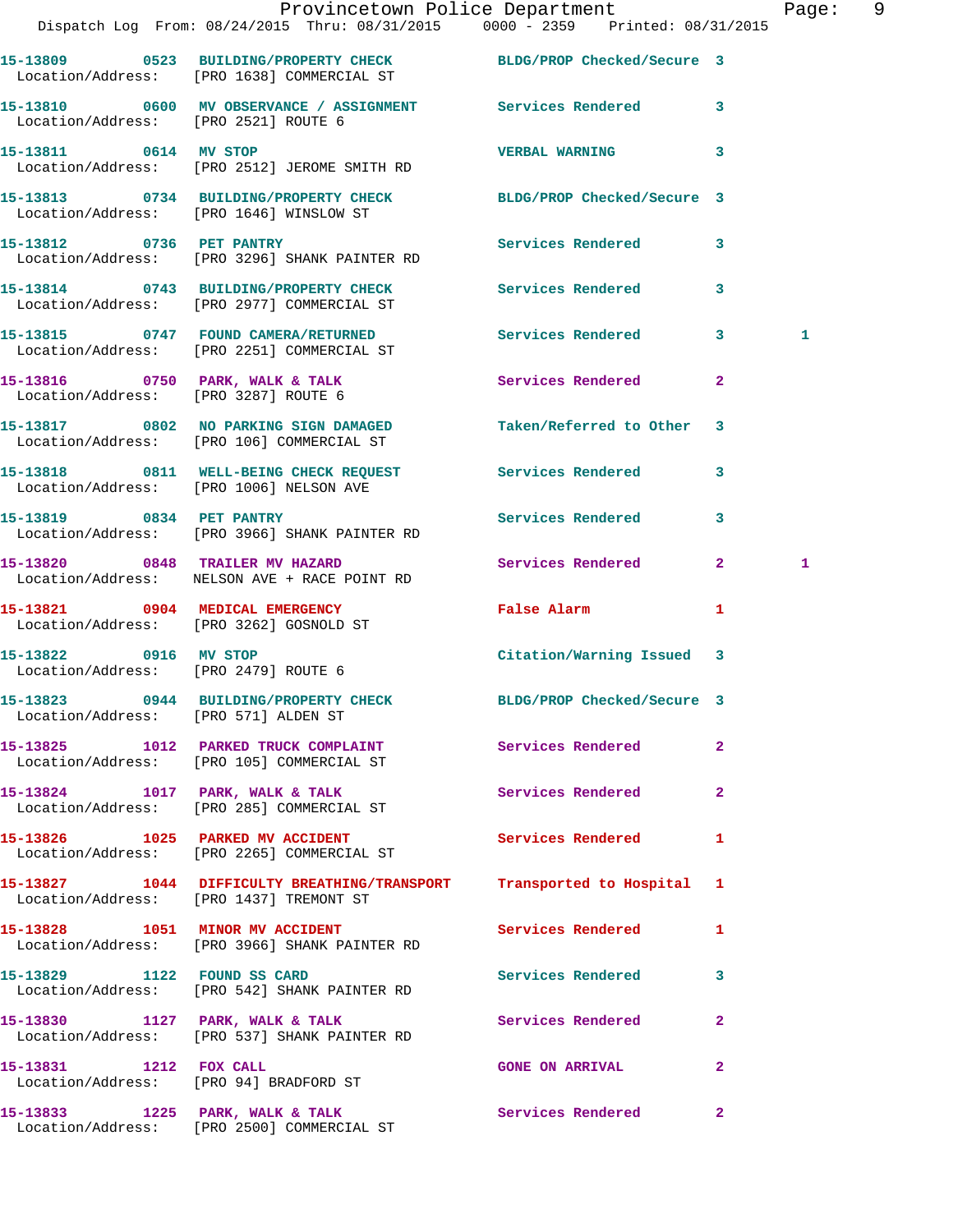| Call Number | Time | Call Reason | Action | Priority | |
|---|---|---|---|---|---|
| 15-13809 | 0523 | BUILDING/PROPERTY CHECK | BLDG/PROP Checked/Secure | 3 | |
| Location/Address: | | [PRO 1638] COMMERCIAL ST | | | |
| 15-13810 | 0600 | MV OBSERVANCE / ASSIGNMENT | Services Rendered | 3 | |
| Location/Address: | | [PRO 2521] ROUTE 6 | | | |
| 15-13811 | 0614 | MV STOP | VERBAL WARNING | 3 | |
| Location/Address: | | [PRO 2512] JEROME SMITH RD | | | |
| 15-13813 | 0734 | BUILDING/PROPERTY CHECK | BLDG/PROP Checked/Secure | 3 | |
| Location/Address: | | [PRO 1646] WINSLOW ST | | | |
| 15-13812 | 0736 | PET PANTRY | Services Rendered | 3 | |
| Location/Address: | | [PRO 3296] SHANK PAINTER RD | | | |
| 15-13814 | 0743 | BUILDING/PROPERTY CHECK | Services Rendered | 3 | |
| Location/Address: | | [PRO 2977] COMMERCIAL ST | | | |
| 15-13815 | 0747 | FOUND CAMERA/RETURNED | Services Rendered | 3 | 1 |
| Location/Address: | | [PRO 2251] COMMERCIAL ST | | | |
| 15-13816 | 0750 | PARK, WALK & TALK | Services Rendered | 2 | |
| Location/Address: | | [PRO 3287] ROUTE 6 | | | |
| 15-13817 | 0802 | NO PARKING SIGN DAMAGED | Taken/Referred to Other | 3 | |
| Location/Address: | | [PRO 106] COMMERCIAL ST | | | |
| 15-13818 | 0811 | WELL-BEING CHECK REQUEST | Services Rendered | 3 | |
| Location/Address: | | [PRO 1006] NELSON AVE | | | |
| 15-13819 | 0834 | PET PANTRY | Services Rendered | 3 | |
| Location/Address: | | [PRO 3966] SHANK PAINTER RD | | | |
| 15-13820 | 0848 | TRAILER MV HAZARD | Services Rendered | 2 | 1 |
| Location/Address: | | NELSON AVE + RACE POINT RD | | | |
| 15-13821 | 0904 | MEDICAL EMERGENCY | False Alarm | 1 | |
| Location/Address: | | [PRO 3262] GOSNOLD ST | | | |
| 15-13822 | 0916 | MV STOP | Citation/Warning Issued | 3 | |
| Location/Address: | | [PRO 2479] ROUTE 6 | | | |
| 15-13823 | 0944 | BUILDING/PROPERTY CHECK | BLDG/PROP Checked/Secure | 3 | |
| Location/Address: | | [PRO 571] ALDEN ST | | | |
| 15-13825 | 1012 | PARKED TRUCK COMPLAINT | Services Rendered | 2 | |
| Location/Address: | | [PRO 105] COMMERCIAL ST | | | |
| 15-13824 | 1017 | PARK, WALK & TALK | Services Rendered | 2 | |
| Location/Address: | | [PRO 285] COMMERCIAL ST | | | |
| 15-13826 | 1025 | PARKED MV ACCIDENT | Services Rendered | 1 | |
| Location/Address: | | [PRO 2265] COMMERCIAL ST | | | |
| 15-13827 | 1044 | DIFFICULTY BREATHING/TRANSPORT | Transported to Hospital | 1 | |
| Location/Address: | | [PRO 1437] TREMONT ST | | | |
| 15-13828 | 1051 | MINOR MV ACCIDENT | Services Rendered | 1 | |
| Location/Address: | | [PRO 3966] SHANK PAINTER RD | | | |
| 15-13829 | 1122 | FOUND SS CARD | Services Rendered | 3 | |
| Location/Address: | | [PRO 542] SHANK PAINTER RD | | | |
| 15-13830 | 1127 | PARK, WALK & TALK | Services Rendered | 2 | |
| Location/Address: | | [PRO 537] SHANK PAINTER RD | | | |
| 15-13831 | 1212 | FOX CALL | GONE ON ARRIVAL | 2 | |
| Location/Address: | | [PRO 94] BRADFORD ST | | | |
| 15-13833 | 1225 | PARK, WALK & TALK | Services Rendered | 2 | |
| Location/Address: | | [PRO 2500] COMMERCIAL ST | | | |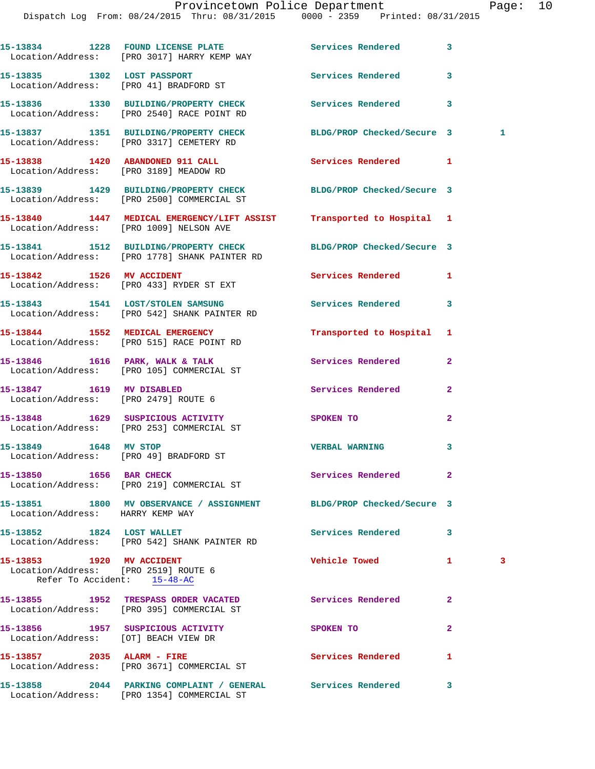| Call Number | Time | Call Reason | Action | Priority | |
|---|---|---|---|---|---|
| 15-13834 | 1228 | FOUND LICENSE PLATE | Services Rendered | 3 | |
| Location/Address: | | [PRO 3017] HARRY KEMP WAY | | | |
| 15-13835 | 1302 | LOST PASSPORT | Services Rendered | 3 | |
| Location/Address: | | [PRO 41] BRADFORD ST | | | |
| 15-13836 | 1330 | BUILDING/PROPERTY CHECK | Services Rendered | 3 | |
| Location/Address: | | [PRO 2540] RACE POINT RD | | | |
| 15-13837 | 1351 | BUILDING/PROPERTY CHECK | BLDG/PROP Checked/Secure | 3 | 1 |
| Location/Address: | | [PRO 3317] CEMETERY RD | | | |
| 15-13838 | 1420 | ABANDONED 911 CALL | Services Rendered | 1 | |
| Location/Address: | | [PRO 3189] MEADOW RD | | | |
| 15-13839 | 1429 | BUILDING/PROPERTY CHECK | BLDG/PROP Checked/Secure | 3 | |
| Location/Address: | | [PRO 2500] COMMERCIAL ST | | | |
| 15-13840 | 1447 | MEDICAL EMERGENCY/LIFT ASSIST | Transported to Hospital | 1 | |
| Location/Address: | | [PRO 1009] NELSON AVE | | | |
| 15-13841 | 1512 | BUILDING/PROPERTY CHECK | BLDG/PROP Checked/Secure | 3 | |
| Location/Address: | | [PRO 1778] SHANK PAINTER RD | | | |
| 15-13842 | 1526 | MV ACCIDENT | Services Rendered | 1 | |
| Location/Address: | | [PRO 433] RYDER ST EXT | | | |
| 15-13843 | 1541 | LOST/STOLEN SAMSUNG | Services Rendered | 3 | |
| Location/Address: | | [PRO 542] SHANK PAINTER RD | | | |
| 15-13844 | 1552 | MEDICAL EMERGENCY | Transported to Hospital | 1 | |
| Location/Address: | | [PRO 515] RACE POINT RD | | | |
| 15-13846 | 1616 | PARK, WALK & TALK | Services Rendered | 2 | |
| Location/Address: | | [PRO 105] COMMERCIAL ST | | | |
| 15-13847 | 1619 | MV DISABLED | Services Rendered | 2 | |
| Location/Address: | | [PRO 2479] ROUTE 6 | | | |
| 15-13848 | 1629 | SUSPICIOUS ACTIVITY | SPOKEN TO | 2 | |
| Location/Address: | | [PRO 253] COMMERCIAL ST | | | |
| 15-13849 | 1648 | MV STOP | VERBAL WARNING | 3 | |
| Location/Address: | | [PRO 49] BRADFORD ST | | | |
| 15-13850 | 1656 | BAR CHECK | Services Rendered | 2 | |
| Location/Address: | | [PRO 219] COMMERCIAL ST | | | |
| 15-13851 | 1800 | MV OBSERVANCE / ASSIGNMENT | BLDG/PROP Checked/Secure | 3 | |
| Location/Address: | | HARRY KEMP WAY | | | |
| 15-13852 | 1824 | LOST WALLET | Services Rendered | 3 | |
| Location/Address: | | [PRO 542] SHANK PAINTER RD | | | |
| 15-13853 | 1920 | MV ACCIDENT | Vehicle Towed | 1 | 3 |
| Location/Address: | | [PRO 2519] ROUTE 6 | | | |
| Refer To Accident: | | 15-48-AC | | | |
| 15-13855 | 1952 | TRESPASS ORDER VACATED | Services Rendered | 2 | |
| Location/Address: | | [PRO 395] COMMERCIAL ST | | | |
| 15-13856 | 1957 | SUSPICIOUS ACTIVITY | SPOKEN TO | 2 | |
| Location/Address: | | [OT] BEACH VIEW DR | | | |
| 15-13857 | 2035 | ALARM - FIRE | Services Rendered | 1 | |
| Location/Address: | | [PRO 3671] COMMERCIAL ST | | | |
| 15-13858 | 2044 | PARKING COMPLAINT / GENERAL | Services Rendered | 3 | |
| Location/Address: | | [PRO 1354] COMMERCIAL ST | | | |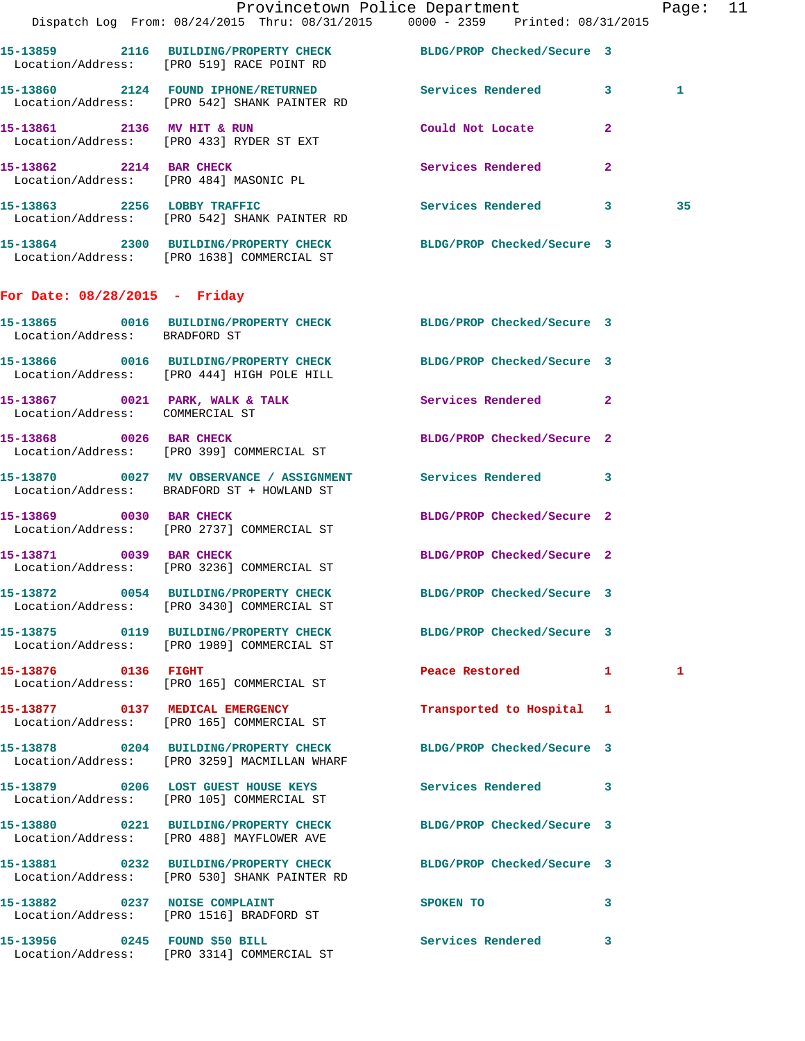15-13859 2116 BUILDING/PROPERTY CHECK BLDG/PROP Checked/Secure 3
 Location/Address: [PRO 519] RACE POINT RD

15-13860 2124 FOUND IPHONE/RETURNED Services Rendered 3 1
 Location/Address: [PRO 542] SHANK PAINTER RD

15-13861 2136 MV HIT & RUN Could Not Locate 2
 Location/Address: [PRO 433] RYDER ST EXT

15-13862 2214 BAR CHECK Services Rendered 2
 Location/Address: [PRO 484] MASONIC PL

15-13863 2256 LOBBY TRAFFIC Services Rendered 3 35
 Location/Address: [PRO 542] SHANK PAINTER RD

15-13864 2300 BUILDING/PROPERTY CHECK BLDG/PROP Checked/Secure 3
 Location/Address: [PRO 1638] COMMERCIAL ST

## For Date: 08/28/2015 - Friday

15-13865 0016 BUILDING/PROPERTY CHECK BLDG/PROP Checked/Secure 3
 Location/Address: BRADFORD ST

15-13866 0016 BUILDING/PROPERTY CHECK BLDG/PROP Checked/Secure 3
 Location/Address: [PRO 444] HIGH POLE HILL

15-13867 0021 PARK, WALK & TALK Services Rendered 2
 Location/Address: COMMERCIAL ST

15-13868 0026 BAR CHECK BLDG/PROP Checked/Secure 2
 Location/Address: [PRO 399] COMMERCIAL ST

15-13870 0027 MV OBSERVANCE / ASSIGNMENT Services Rendered 3
 Location/Address: BRADFORD ST + HOWLAND ST

15-13869 0030 BAR CHECK BLDG/PROP Checked/Secure 2
 Location/Address: [PRO 2737] COMMERCIAL ST

15-13871 0039 BAR CHECK BLDG/PROP Checked/Secure 2
 Location/Address: [PRO 3236] COMMERCIAL ST

15-13872 0054 BUILDING/PROPERTY CHECK BLDG/PROP Checked/Secure 3
 Location/Address: [PRO 3430] COMMERCIAL ST

15-13875 0119 BUILDING/PROPERTY CHECK BLDG/PROP Checked/Secure 3
 Location/Address: [PRO 1989] COMMERCIAL ST

15-13876 0136 FIGHT Peace Restored 1 1
 Location/Address: [PRO 165] COMMERCIAL ST

15-13877 0137 MEDICAL EMERGENCY Transported to Hospital 1
 Location/Address: [PRO 165] COMMERCIAL ST

15-13878 0204 BUILDING/PROPERTY CHECK BLDG/PROP Checked/Secure 3
 Location/Address: [PRO 3259] MACMILLAN WHARF

15-13879 0206 LOST GUEST HOUSE KEYS Services Rendered 3
 Location/Address: [PRO 105] COMMERCIAL ST

15-13880 0221 BUILDING/PROPERTY CHECK BLDG/PROP Checked/Secure 3
 Location/Address: [PRO 488] MAYFLOWER AVE

15-13881 0232 BUILDING/PROPERTY CHECK BLDG/PROP Checked/Secure 3
 Location/Address: [PRO 530] SHANK PAINTER RD

15-13882 0237 NOISE COMPLAINT SPOKEN TO 3
 Location/Address: [PRO 1516] BRADFORD ST

15-13956 0245 FOUND $50 BILL Services Rendered 3
 Location/Address: [PRO 3314] COMMERCIAL ST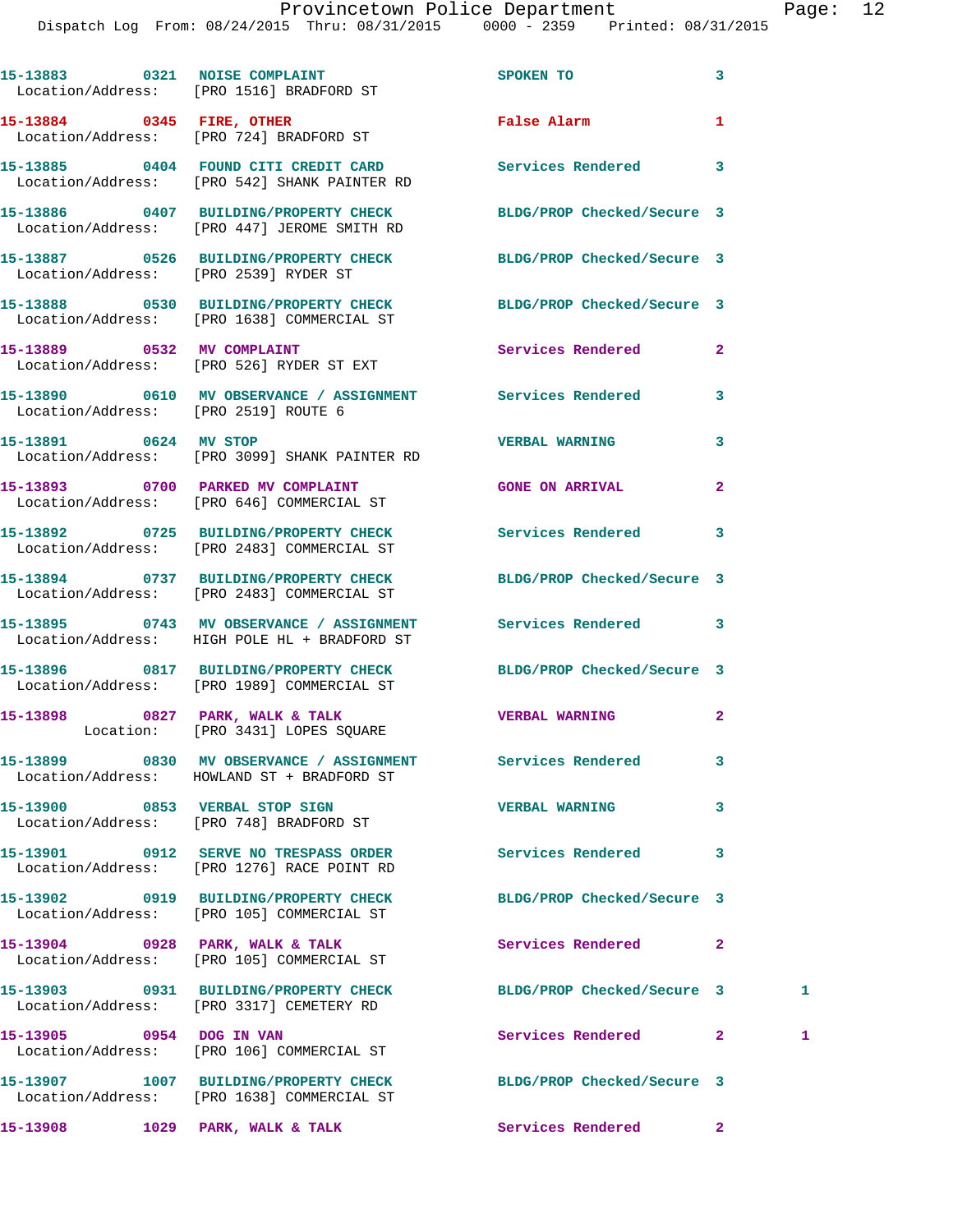15-13883 0321 NOISE COMPLAINT SPOKEN TO 3
Location/Address: [PRO 1516] BRADFORD ST

15-13884 0345 FIRE, OTHER False Alarm 1
Location/Address: [PRO 724] BRADFORD ST

15-13885 0404 FOUND CITI CREDIT CARD Services Rendered 3
Location/Address: [PRO 542] SHANK PAINTER RD

15-13886 0407 BUILDING/PROPERTY CHECK BLDG/PROP Checked/Secure 3
Location/Address: [PRO 447] JEROME SMITH RD

15-13887 0526 BUILDING/PROPERTY CHECK BLDG/PROP Checked/Secure 3
Location/Address: [PRO 2539] RYDER ST

15-13888 0530 BUILDING/PROPERTY CHECK BLDG/PROP Checked/Secure 3
Location/Address: [PRO 1638] COMMERCIAL ST

15-13889 0532 MV COMPLAINT Services Rendered 2
Location/Address: [PRO 526] RYDER ST EXT

15-13890 0610 MV OBSERVANCE / ASSIGNMENT Services Rendered 3
Location/Address: [PRO 2519] ROUTE 6

15-13891 0624 MV STOP VERBAL WARNING 3
Location/Address: [PRO 3099] SHANK PAINTER RD

15-13893 0700 PARKED MV COMPLAINT GONE ON ARRIVAL 2
Location/Address: [PRO 646] COMMERCIAL ST

15-13892 0725 BUILDING/PROPERTY CHECK Services Rendered 3
Location/Address: [PRO 2483] COMMERCIAL ST

15-13894 0737 BUILDING/PROPERTY CHECK BLDG/PROP Checked/Secure 3
Location/Address: [PRO 2483] COMMERCIAL ST

15-13895 0743 MV OBSERVANCE / ASSIGNMENT Services Rendered 3
Location/Address: HIGH POLE HL + BRADFORD ST

15-13896 0817 BUILDING/PROPERTY CHECK BLDG/PROP Checked/Secure 3
Location/Address: [PRO 1989] COMMERCIAL ST

15-13898 0827 PARK, WALK & TALK VERBAL WARNING 2
Location: [PRO 3431] LOPES SQUARE

15-13899 0830 MV OBSERVANCE / ASSIGNMENT Services Rendered 3
Location/Address: HOWLAND ST + BRADFORD ST

15-13900 0853 VERBAL STOP SIGN VERBAL WARNING 3
Location/Address: [PRO 748] BRADFORD ST

15-13901 0912 SERVE NO TRESPASS ORDER Services Rendered 3
Location/Address: [PRO 1276] RACE POINT RD

15-13902 0919 BUILDING/PROPERTY CHECK BLDG/PROP Checked/Secure 3
Location/Address: [PRO 105] COMMERCIAL ST

15-13904 0928 PARK, WALK & TALK Services Rendered 2
Location/Address: [PRO 105] COMMERCIAL ST

15-13903 0931 BUILDING/PROPERTY CHECK BLDG/PROP Checked/Secure 3 1
Location/Address: [PRO 3317] CEMETERY RD

15-13905 0954 DOG IN VAN Services Rendered 2 1
Location/Address: [PRO 106] COMMERCIAL ST

15-13907 1007 BUILDING/PROPERTY CHECK BLDG/PROP Checked/Secure 3
Location/Address: [PRO 1638] COMMERCIAL ST

15-13908 1029 PARK, WALK & TALK Services Rendered 2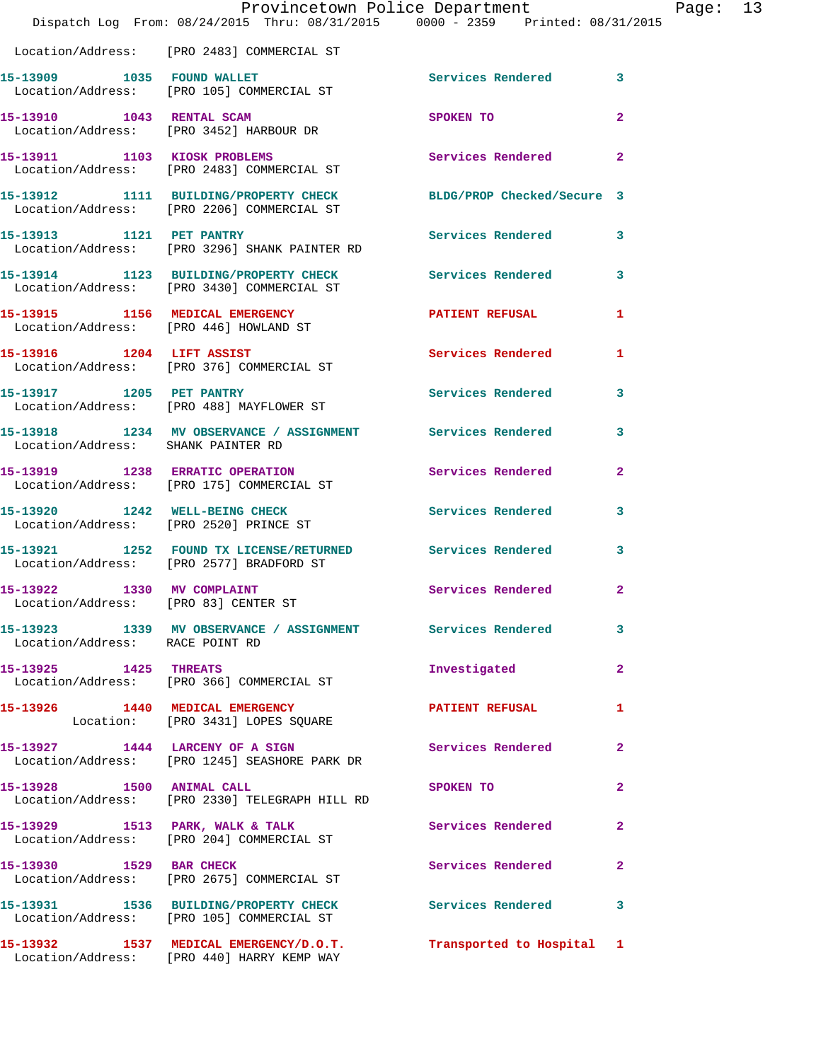Location/Address: [PRO 2483] COMMERCIAL ST

| Call Number | Time | Call Reason | Action | Priority |
|---|---|---|---|---|
| 15-13909 | 1035 | FOUND WALLET | Services Rendered | 3 |
| | | Location/Address: [PRO 105] COMMERCIAL ST | | |
| 15-13910 | 1043 | RENTAL SCAM | SPOKEN TO | 2 |
| | | Location/Address: [PRO 3452] HARBOUR DR | | |
| 15-13911 | 1103 | KIOSK PROBLEMS | Services Rendered | 2 |
| | | Location/Address: [PRO 2483] COMMERCIAL ST | | |
| 15-13912 | 1111 | BUILDING/PROPERTY CHECK | BLDG/PROP Checked/Secure | 3 |
| | | Location/Address: [PRO 2206] COMMERCIAL ST | | |
| 15-13913 | 1121 | PET PANTRY | Services Rendered | 3 |
| | | Location/Address: [PRO 3296] SHANK PAINTER RD | | |
| 15-13914 | 1123 | BUILDING/PROPERTY CHECK | Services Rendered | 3 |
| | | Location/Address: [PRO 3430] COMMERCIAL ST | | |
| 15-13915 | 1156 | MEDICAL EMERGENCY | PATIENT REFUSAL | 1 |
| | | Location/Address: [PRO 446] HOWLAND ST | | |
| 15-13916 | 1204 | LIFT ASSIST | Services Rendered | 1 |
| | | Location/Address: [PRO 376] COMMERCIAL ST | | |
| 15-13917 | 1205 | PET PANTRY | Services Rendered | 3 |
| | | Location/Address: [PRO 488] MAYFLOWER ST | | |
| 15-13918 | 1234 | MV OBSERVANCE / ASSIGNMENT | Services Rendered | 3 |
| | | Location/Address: SHANK PAINTER RD | | |
| 15-13919 | 1238 | ERRATIC OPERATION | Services Rendered | 2 |
| | | Location/Address: [PRO 175] COMMERCIAL ST | | |
| 15-13920 | 1242 | WELL-BEING CHECK | Services Rendered | 3 |
| | | Location/Address: [PRO 2520] PRINCE ST | | |
| 15-13921 | 1252 | FOUND TX LICENSE/RETURNED | Services Rendered | 3 |
| | | Location/Address: [PRO 2577] BRADFORD ST | | |
| 15-13922 | 1330 | MV COMPLAINT | Services Rendered | 2 |
| | | Location/Address: [PRO 83] CENTER ST | | |
| 15-13923 | 1339 | MV OBSERVANCE / ASSIGNMENT | Services Rendered | 3 |
| | | Location/Address: RACE POINT RD | | |
| 15-13925 | 1425 | THREATS | Investigated | 2 |
| | | Location/Address: [PRO 366] COMMERCIAL ST | | |
| 15-13926 | 1440 | MEDICAL EMERGENCY | PATIENT REFUSAL | 1 |
| | | Location: [PRO 3431] LOPES SQUARE | | |
| 15-13927 | 1444 | LARCENY OF A SIGN | Services Rendered | 2 |
| | | Location/Address: [PRO 1245] SEASHORE PARK DR | | |
| 15-13928 | 1500 | ANIMAL CALL | SPOKEN TO | 2 |
| | | Location/Address: [PRO 2330] TELEGRAPH HILL RD | | |
| 15-13929 | 1513 | PARK, WALK & TALK | Services Rendered | 2 |
| | | Location/Address: [PRO 204] COMMERCIAL ST | | |
| 15-13930 | 1529 | BAR CHECK | Services Rendered | 2 |
| | | Location/Address: [PRO 2675] COMMERCIAL ST | | |
| 15-13931 | 1536 | BUILDING/PROPERTY CHECK | Services Rendered | 3 |
| | | Location/Address: [PRO 105] COMMERCIAL ST | | |
| 15-13932 | 1537 | MEDICAL EMERGENCY/D.O.T. | Transported to Hospital | 1 |
| | | Location/Address: [PRO 440] HARRY KEMP WAY | | |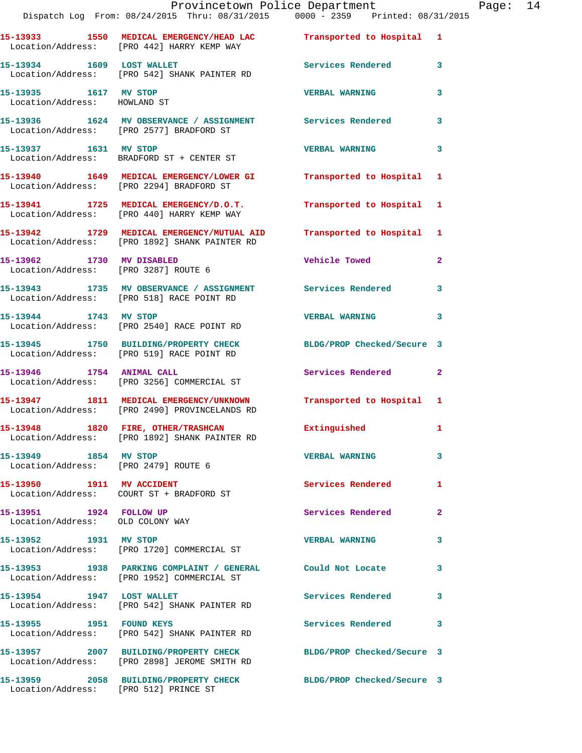| Call Number | Time | Call Type | Disposition | Priority |
|---|---|---|---|---|
| 15-13933 | 1550 | MEDICAL EMERGENCY/HEAD LAC | Transported to Hospital | 1 |
| Location/Address: | | [PRO 442] HARRY KEMP WAY | | |
| 15-13934 | 1609 | LOST WALLET | Services Rendered | 3 |
| Location/Address: | | [PRO 542] SHANK PAINTER RD | | |
| 15-13935 | 1617 | MV STOP | VERBAL WARNING | 3 |
| Location/Address: | | HOWLAND ST | | |
| 15-13936 | 1624 | MV OBSERVANCE / ASSIGNMENT | Services Rendered | 3 |
| Location/Address: | | [PRO 2577] BRADFORD ST | | |
| 15-13937 | 1631 | MV STOP | VERBAL WARNING | 3 |
| Location/Address: | | BRADFORD ST + CENTER ST | | |
| 15-13940 | 1649 | MEDICAL EMERGENCY/LOWER GI | Transported to Hospital | 1 |
| Location/Address: | | [PRO 2294] BRADFORD ST | | |
| 15-13941 | 1725 | MEDICAL EMERGENCY/D.O.T. | Transported to Hospital | 1 |
| Location/Address: | | [PRO 440] HARRY KEMP WAY | | |
| 15-13942 | 1729 | MEDICAL EMERGENCY/MUTUAL AID | Transported to Hospital | 1 |
| Location/Address: | | [PRO 1892] SHANK PAINTER RD | | |
| 15-13962 | 1730 | MV DISABLED | Vehicle Towed | 2 |
| Location/Address: | | [PRO 3287] ROUTE 6 | | |
| 15-13943 | 1735 | MV OBSERVANCE / ASSIGNMENT | Services Rendered | 3 |
| Location/Address: | | [PRO 518] RACE POINT RD | | |
| 15-13944 | 1743 | MV STOP | VERBAL WARNING | 3 |
| Location/Address: | | [PRO 2540] RACE POINT RD | | |
| 15-13945 | 1750 | BUILDING/PROPERTY CHECK | BLDG/PROP Checked/Secure | 3 |
| Location/Address: | | [PRO 519] RACE POINT RD | | |
| 15-13946 | 1754 | ANIMAL CALL | Services Rendered | 2 |
| Location/Address: | | [PRO 3256] COMMERCIAL ST | | |
| 15-13947 | 1811 | MEDICAL EMERGENCY/UNKNOWN | Transported to Hospital | 1 |
| Location/Address: | | [PRO 2490] PROVINCELANDS RD | | |
| 15-13948 | 1820 | FIRE, OTHER/TRASHCAN | Extinguished | 1 |
| Location/Address: | | [PRO 1892] SHANK PAINTER RD | | |
| 15-13949 | 1854 | MV STOP | VERBAL WARNING | 3 |
| Location/Address: | | [PRO 2479] ROUTE 6 | | |
| 15-13950 | 1911 | MV ACCIDENT | Services Rendered | 1 |
| Location/Address: | | COURT ST + BRADFORD ST | | |
| 15-13951 | 1924 | FOLLOW UP | Services Rendered | 2 |
| Location/Address: | | OLD COLONY WAY | | |
| 15-13952 | 1931 | MV STOP | VERBAL WARNING | 3 |
| Location/Address: | | [PRO 1720] COMMERCIAL ST | | |
| 15-13953 | 1938 | PARKING COMPLAINT / GENERAL | Could Not Locate | 3 |
| Location/Address: | | [PRO 1952] COMMERCIAL ST | | |
| 15-13954 | 1947 | LOST WALLET | Services Rendered | 3 |
| Location/Address: | | [PRO 542] SHANK PAINTER RD | | |
| 15-13955 | 1951 | FOUND KEYS | Services Rendered | 3 |
| Location/Address: | | [PRO 542] SHANK PAINTER RD | | |
| 15-13957 | 2007 | BUILDING/PROPERTY CHECK | BLDG/PROP Checked/Secure | 3 |
| Location/Address: | | [PRO 2898] JEROME SMITH RD | | |
| 15-13959 | 2058 | BUILDING/PROPERTY CHECK | BLDG/PROP Checked/Secure | 3 |
| Location/Address: | | [PRO 512] PRINCE ST | | |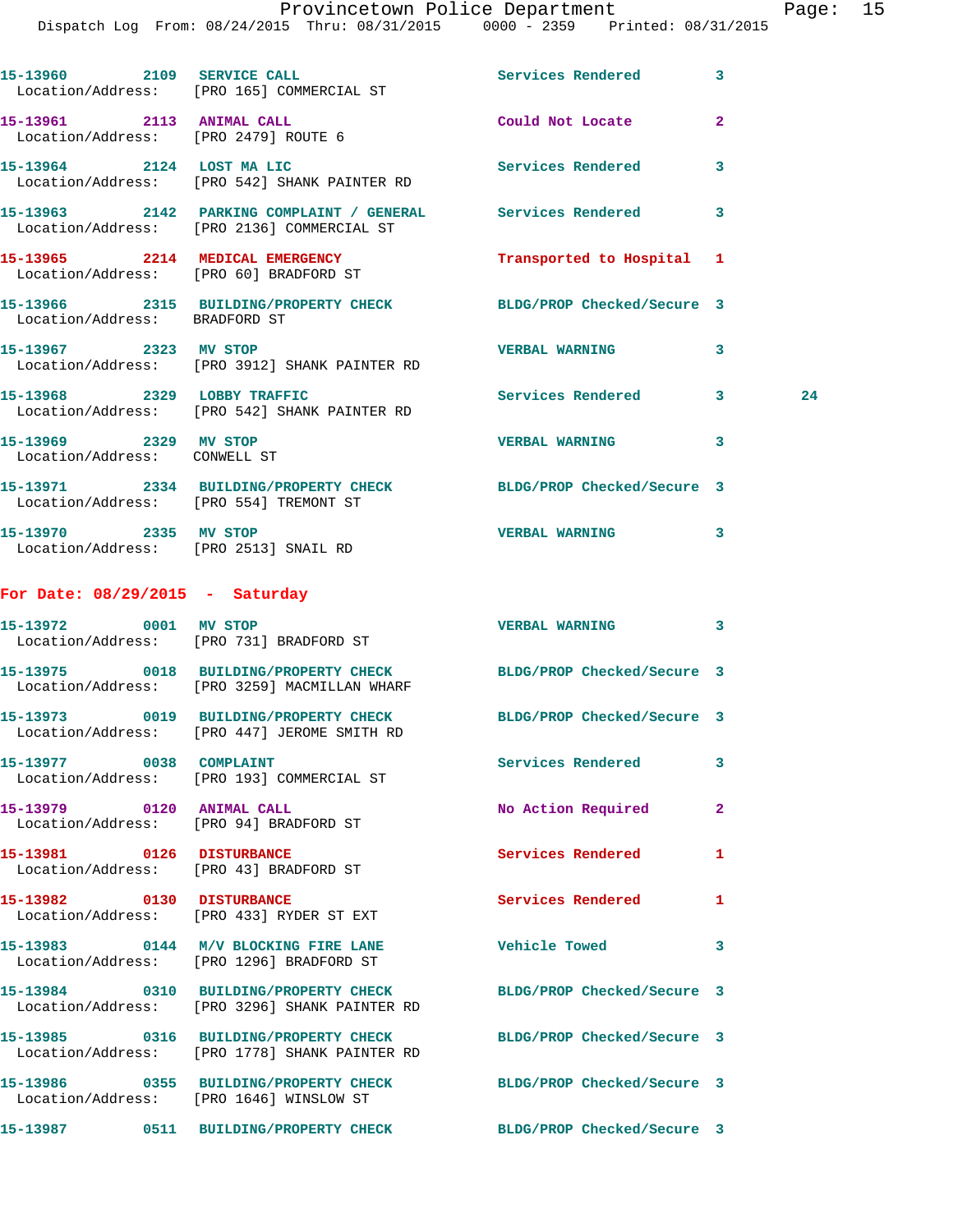15-13960 2109 SERVICE CALL Services Rendered 3
Location/Address: [PRO 165] COMMERCIAL ST

15-13961 2113 ANIMAL CALL Could Not Locate 2
Location/Address: [PRO 2479] ROUTE 6

15-13964 2124 LOST MA LIC Services Rendered 3
Location/Address: [PRO 542] SHANK PAINTER RD

15-13963 2142 PARKING COMPLAINT / GENERAL Services Rendered 3
Location/Address: [PRO 2136] COMMERCIAL ST

15-13965 2214 MEDICAL EMERGENCY Transported to Hospital 1
Location/Address: [PRO 60] BRADFORD ST

15-13966 2315 BUILDING/PROPERTY CHECK BLDG/PROP Checked/Secure 3
Location/Address: BRADFORD ST

15-13967 2323 MV STOP VERBAL WARNING 3
Location/Address: [PRO 3912] SHANK PAINTER RD

15-13968 2329 LOBBY TRAFFIC Services Rendered 3 24
Location/Address: [PRO 542] SHANK PAINTER RD

15-13969 2329 MV STOP VERBAL WARNING 3
Location/Address: CONWELL ST

15-13971 2334 BUILDING/PROPERTY CHECK BLDG/PROP Checked/Secure 3
Location/Address: [PRO 554] TREMONT ST

15-13970 2335 MV STOP VERBAL WARNING 3
Location/Address: [PRO 2513] SNAIL RD

## For Date: 08/29/2015 - Saturday

15-13972 0001 MV STOP VERBAL WARNING 3
Location/Address: [PRO 731] BRADFORD ST

15-13975 0018 BUILDING/PROPERTY CHECK BLDG/PROP Checked/Secure 3
Location/Address: [PRO 3259] MACMILLAN WHARF

15-13973 0019 BUILDING/PROPERTY CHECK BLDG/PROP Checked/Secure 3
Location/Address: [PRO 447] JEROME SMITH RD

15-13977 0038 COMPLAINT Services Rendered 3
Location/Address: [PRO 193] COMMERCIAL ST

15-13979 0120 ANIMAL CALL No Action Required 2
Location/Address: [PRO 94] BRADFORD ST

15-13981 0126 DISTURBANCE Services Rendered 1
Location/Address: [PRO 43] BRADFORD ST

15-13982 0130 DISTURBANCE Services Rendered 1
Location/Address: [PRO 433] RYDER ST EXT

15-13983 0144 M/V BLOCKING FIRE LANE Vehicle Towed 3
Location/Address: [PRO 1296] BRADFORD ST

15-13984 0310 BUILDING/PROPERTY CHECK BLDG/PROP Checked/Secure 3
Location/Address: [PRO 3296] SHANK PAINTER RD

15-13985 0316 BUILDING/PROPERTY CHECK BLDG/PROP Checked/Secure 3
Location/Address: [PRO 1778] SHANK PAINTER RD

15-13986 0355 BUILDING/PROPERTY CHECK BLDG/PROP Checked/Secure 3
Location/Address: [PRO 1646] WINSLOW ST

15-13987 0511 BUILDING/PROPERTY CHECK BLDG/PROP Checked/Secure 3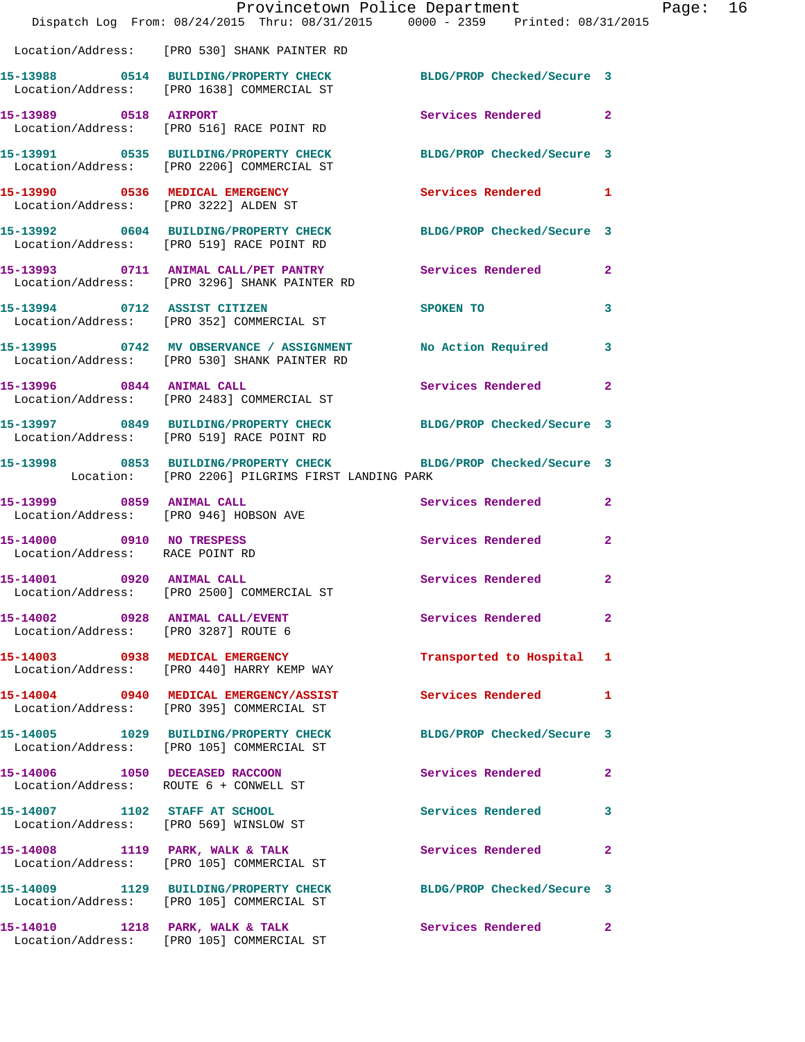Location/Address: [PRO 530] SHANK PAINTER RD

| Call # | Time | Call Reason | Action | Priority |
|---|---|---|---|---|
| 15-13988 | 0514 | BUILDING/PROPERTY CHECK | BLDG/PROP Checked/Secure | 3 |
| | | Location/Address: [PRO 1638] COMMERCIAL ST | | |
| 15-13989 | 0518 | AIRPORT | Services Rendered | 2 |
| | | Location/Address: [PRO 516] RACE POINT RD | | |
| 15-13991 | 0535 | BUILDING/PROPERTY CHECK | BLDG/PROP Checked/Secure | 3 |
| | | Location/Address: [PRO 2206] COMMERCIAL ST | | |
| 15-13990 | 0536 | MEDICAL EMERGENCY | Services Rendered | 1 |
| | | Location/Address: [PRO 3222] ALDEN ST | | |
| 15-13992 | 0604 | BUILDING/PROPERTY CHECK | BLDG/PROP Checked/Secure | 3 |
| | | Location/Address: [PRO 519] RACE POINT RD | | |
| 15-13993 | 0711 | ANIMAL CALL/PET PANTRY | Services Rendered | 2 |
| | | Location/Address: [PRO 3296] SHANK PAINTER RD | | |
| 15-13994 | 0712 | ASSIST CITIZEN | SPOKEN TO | 3 |
| | | Location/Address: [PRO 352] COMMERCIAL ST | | |
| 15-13995 | 0742 | MV OBSERVANCE / ASSIGNMENT | No Action Required | 3 |
| | | Location/Address: [PRO 530] SHANK PAINTER RD | | |
| 15-13996 | 0844 | ANIMAL CALL | Services Rendered | 2 |
| | | Location/Address: [PRO 2483] COMMERCIAL ST | | |
| 15-13997 | 0849 | BUILDING/PROPERTY CHECK | BLDG/PROP Checked/Secure | 3 |
| | | Location/Address: [PRO 519] RACE POINT RD | | |
| 15-13998 | 0853 | BUILDING/PROPERTY CHECK | BLDG/PROP Checked/Secure | 3 |
| | | Location: [PRO 2206] PILGRIMS FIRST LANDING PARK | | |
| 15-13999 | 0859 | ANIMAL CALL | Services Rendered | 2 |
| | | Location/Address: [PRO 946] HOBSON AVE | | |
| 15-14000 | 0910 | NO TRESPESS | Services Rendered | 2 |
| | | Location/Address: RACE POINT RD | | |
| 15-14001 | 0920 | ANIMAL CALL | Services Rendered | 2 |
| | | Location/Address: [PRO 2500] COMMERCIAL ST | | |
| 15-14002 | 0928 | ANIMAL CALL/EVENT | Services Rendered | 2 |
| | | Location/Address: [PRO 3287] ROUTE 6 | | |
| 15-14003 | 0938 | MEDICAL EMERGENCY | Transported to Hospital | 1 |
| | | Location/Address: [PRO 440] HARRY KEMP WAY | | |
| 15-14004 | 0940 | MEDICAL EMERGENCY/ASSIST | Services Rendered | 1 |
| | | Location/Address: [PRO 395] COMMERCIAL ST | | |
| 15-14005 | 1029 | BUILDING/PROPERTY CHECK | BLDG/PROP Checked/Secure | 3 |
| | | Location/Address: [PRO 105] COMMERCIAL ST | | |
| 15-14006 | 1050 | DECEASED RACCOON | Services Rendered | 2 |
| | | Location/Address: ROUTE 6 + CONWELL ST | | |
| 15-14007 | 1102 | STAFF AT SCHOOL | Services Rendered | 3 |
| | | Location/Address: [PRO 569] WINSLOW ST | | |
| 15-14008 | 1119 | PARK, WALK & TALK | Services Rendered | 2 |
| | | Location/Address: [PRO 105] COMMERCIAL ST | | |
| 15-14009 | 1129 | BUILDING/PROPERTY CHECK | BLDG/PROP Checked/Secure | 3 |
| | | Location/Address: [PRO 105] COMMERCIAL ST | | |
| 15-14010 | 1218 | PARK, WALK & TALK | Services Rendered | 2 |
| | | Location/Address: [PRO 105] COMMERCIAL ST | | |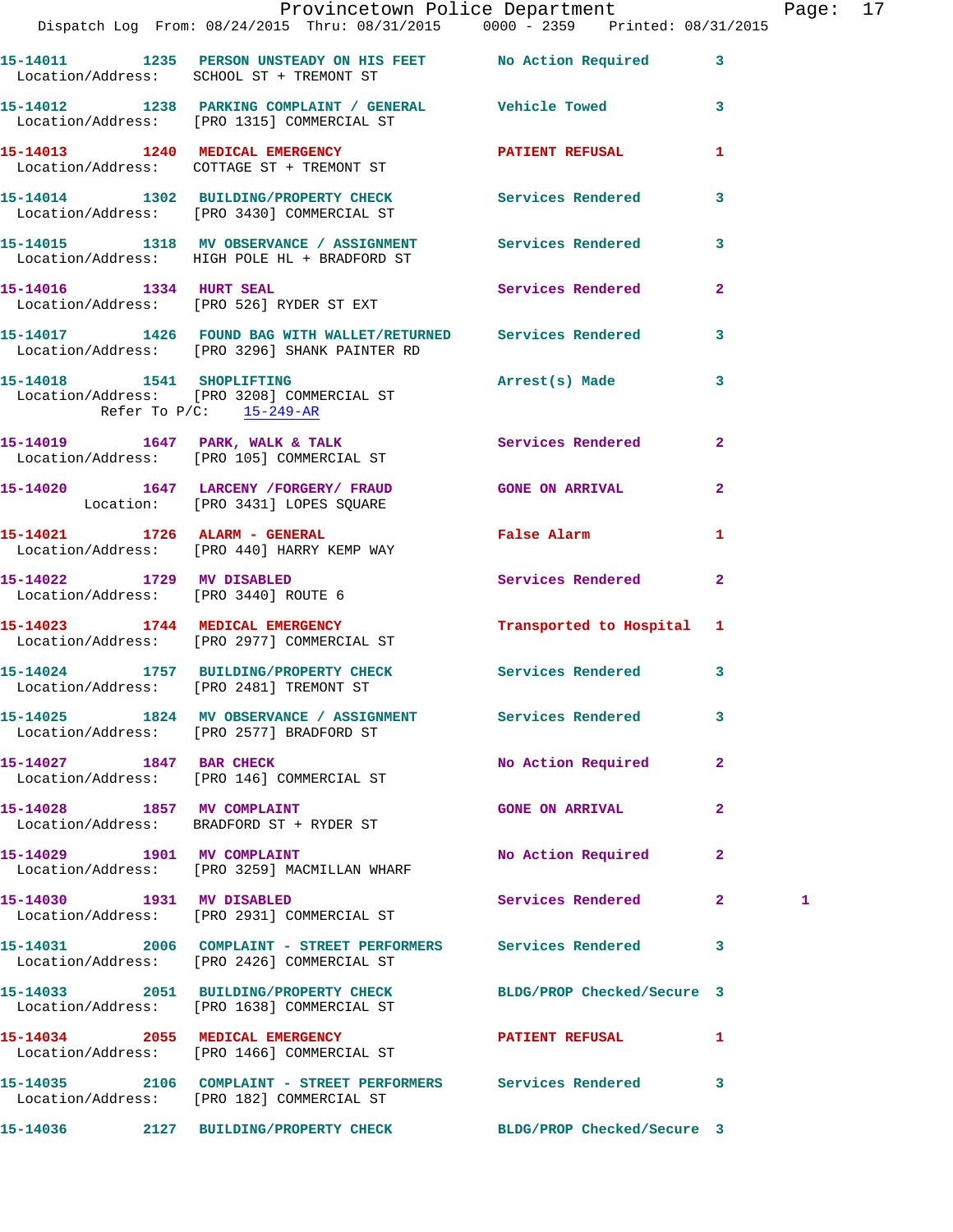15-14011 1235 PERSON UNSTEADY ON HIS FEET No Action Required 3
Location/Address: SCHOOL ST + TREMONT ST

15-14012 1238 PARKING COMPLAINT / GENERAL Vehicle Towed 3
Location/Address: [PRO 1315] COMMERCIAL ST

15-14013 1240 MEDICAL EMERGENCY PATIENT REFUSAL 1
Location/Address: COTTAGE ST + TREMONT ST

15-14014 1302 BUILDING/PROPERTY CHECK Services Rendered 3
Location/Address: [PRO 3430] COMMERCIAL ST

15-14015 1318 MV OBSERVANCE / ASSIGNMENT Services Rendered 3
Location/Address: HIGH POLE HL + BRADFORD ST

15-14016 1334 HURT SEAL Services Rendered 2
Location/Address: [PRO 526] RYDER ST EXT

15-14017 1426 FOUND BAG WITH WALLET/RETURNED Services Rendered 3
Location/Address: [PRO 3296] SHANK PAINTER RD

15-14018 1541 SHOPLIFTING Arrest(s) Made 3
Location/Address: [PRO 3208] COMMERCIAL ST
Refer To P/C: 15-249-AR

15-14019 1647 PARK, WALK & TALK Services Rendered 2
Location/Address: [PRO 105] COMMERCIAL ST

15-14020 1647 LARCENY /FORGERY/ FRAUD GONE ON ARRIVAL 2
Location: [PRO 3431] LOPES SQUARE

15-14021 1726 ALARM - GENERAL False Alarm 1
Location/Address: [PRO 440] HARRY KEMP WAY

15-14022 1729 MV DISABLED Services Rendered 2
Location/Address: [PRO 3440] ROUTE 6

15-14023 1744 MEDICAL EMERGENCY Transported to Hospital 1
Location/Address: [PRO 2977] COMMERCIAL ST

15-14024 1757 BUILDING/PROPERTY CHECK Services Rendered 3
Location/Address: [PRO 2481] TREMONT ST

15-14025 1824 MV OBSERVANCE / ASSIGNMENT Services Rendered 3
Location/Address: [PRO 2577] BRADFORD ST

15-14027 1847 BAR CHECK No Action Required 2
Location/Address: [PRO 146] COMMERCIAL ST

15-14028 1857 MV COMPLAINT GONE ON ARRIVAL 2
Location/Address: BRADFORD ST + RYDER ST

15-14029 1901 MV COMPLAINT No Action Required 2
Location/Address: [PRO 3259] MACMILLAN WHARF

15-14030 1931 MV DISABLED Services Rendered 2 1
Location/Address: [PRO 2931] COMMERCIAL ST

15-14031 2006 COMPLAINT - STREET PERFORMERS Services Rendered 3
Location/Address: [PRO 2426] COMMERCIAL ST

15-14033 2051 BUILDING/PROPERTY CHECK BLDG/PROP Checked/Secure 3
Location/Address: [PRO 1638] COMMERCIAL ST

15-14034 2055 MEDICAL EMERGENCY PATIENT REFUSAL 1
Location/Address: [PRO 1466] COMMERCIAL ST

15-14035 2106 COMPLAINT - STREET PERFORMERS Services Rendered 3
Location/Address: [PRO 182] COMMERCIAL ST

15-14036 2127 BUILDING/PROPERTY CHECK BLDG/PROP Checked/Secure 3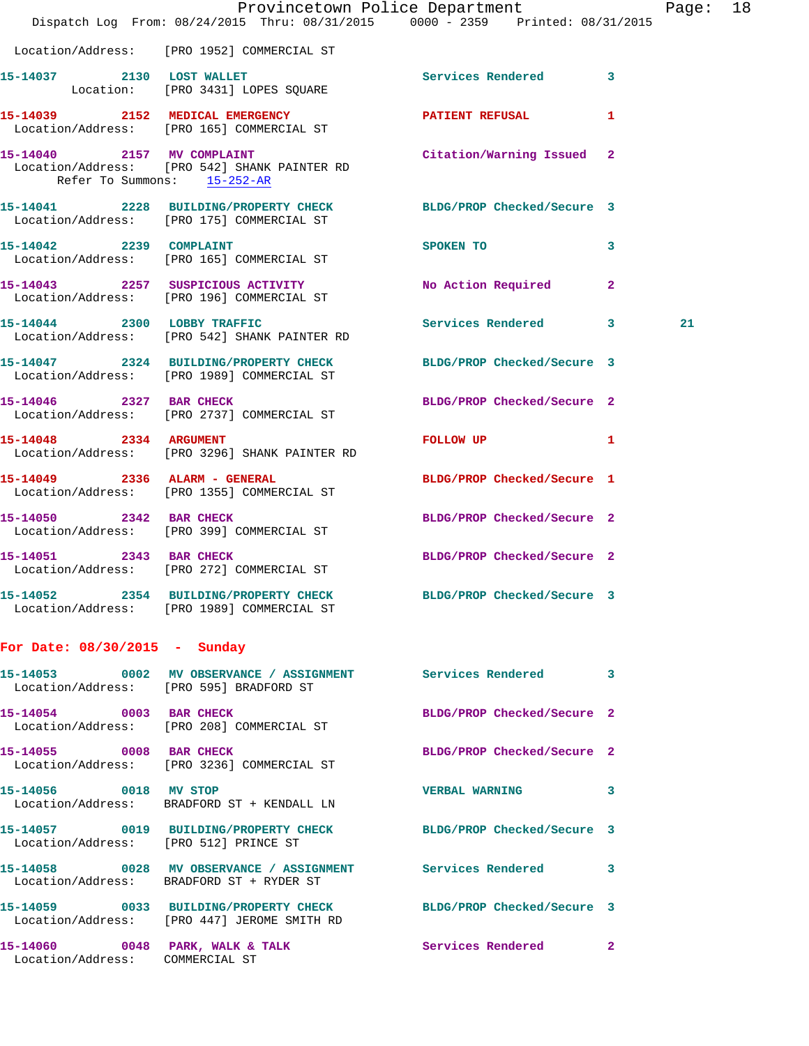Location/Address: [PRO 1952] COMMERCIAL ST

**15-14037** 2130 **LOST WALLET** Services Rendered 3
Location: [PRO 3431] LOPES SQUARE

**15-14039** 2152 **MEDICAL EMERGENCY** PATIENT REFUSAL 1
Location/Address: [PRO 165] COMMERCIAL ST

**15-14040** 2157 **MV COMPLAINT** Citation/Warning Issued 2
Location/Address: [PRO 542] SHANK PAINTER RD
Refer To Summons: 15-252-AR

**15-14041** 2228 **BUILDING/PROPERTY CHECK** BLDG/PROP Checked/Secure 3
Location/Address: [PRO 175] COMMERCIAL ST

**15-14042** 2239 **COMPLAINT** SPOKEN TO 3
Location/Address: [PRO 165] COMMERCIAL ST

**15-14043** 2257 **SUSPICIOUS ACTIVITY** No Action Required 2
Location/Address: [PRO 196] COMMERCIAL ST

**15-14044** 2300 **LOBBY TRAFFIC** Services Rendered 3 21
Location/Address: [PRO 542] SHANK PAINTER RD

**15-14047** 2324 **BUILDING/PROPERTY CHECK** BLDG/PROP Checked/Secure 3
Location/Address: [PRO 1989] COMMERCIAL ST

**15-14046** 2327 **BAR CHECK** BLDG/PROP Checked/Secure 2
Location/Address: [PRO 2737] COMMERCIAL ST

**15-14048** 2334 **ARGUMENT** FOLLOW UP 1
Location/Address: [PRO 3296] SHANK PAINTER RD

**15-14049** 2336 **ALARM - GENERAL** BLDG/PROP Checked/Secure 1
Location/Address: [PRO 1355] COMMERCIAL ST

**15-14050** 2342 **BAR CHECK** BLDG/PROP Checked/Secure 2
Location/Address: [PRO 399] COMMERCIAL ST

**15-14051** 2343 **BAR CHECK** BLDG/PROP Checked/Secure 2
Location/Address: [PRO 272] COMMERCIAL ST

**15-14052** 2354 **BUILDING/PROPERTY CHECK** BLDG/PROP Checked/Secure 3
Location/Address: [PRO 1989] COMMERCIAL ST

## For Date: 08/30/2015 - Sunday

**15-14053** 0002 **MV OBSERVANCE / ASSIGNMENT** Services Rendered 3
Location/Address: [PRO 595] BRADFORD ST

**15-14054** 0003 **BAR CHECK** BLDG/PROP Checked/Secure 2
Location/Address: [PRO 208] COMMERCIAL ST

**15-14055** 0008 **BAR CHECK** BLDG/PROP Checked/Secure 2
Location/Address: [PRO 3236] COMMERCIAL ST

**15-14056** 0018 **MV STOP** VERBAL WARNING 3
Location/Address: BRADFORD ST + KENDALL LN

**15-14057** 0019 **BUILDING/PROPERTY CHECK** BLDG/PROP Checked/Secure 3
Location/Address: [PRO 512] PRINCE ST

**15-14058** 0028 **MV OBSERVANCE / ASSIGNMENT** Services Rendered 3
Location/Address: BRADFORD ST + RYDER ST

**15-14059** 0033 **BUILDING/PROPERTY CHECK** BLDG/PROP Checked/Secure 3
Location/Address: [PRO 447] JEROME SMITH RD

**15-14060** 0048 **PARK, WALK & TALK** Services Rendered 2
Location/Address: COMMERCIAL ST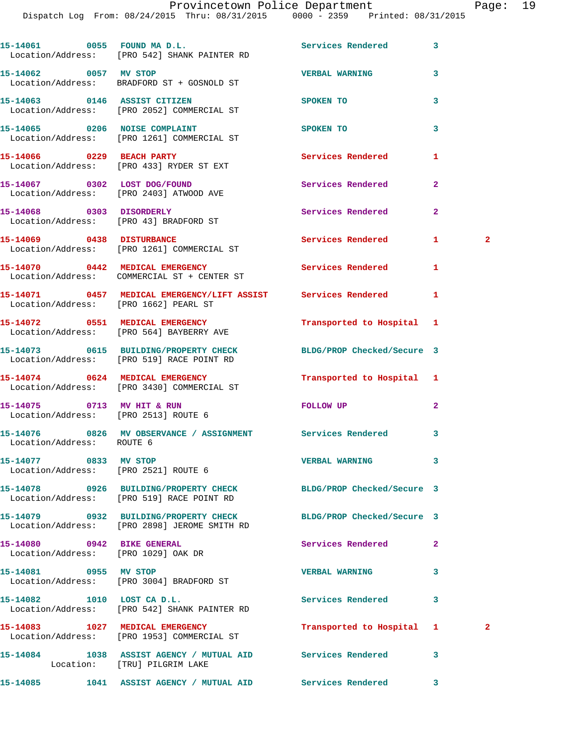15-14061 0055 FOUND MA D.L. Services Rendered 3
Location/Address: [PRO 542] SHANK PAINTER RD

15-14062 0057 MV STOP VERBAL WARNING 3
Location/Address: BRADFORD ST + GOSNOLD ST

15-14063 0146 ASSIST CITIZEN SPOKEN TO 3
Location/Address: [PRO 2052] COMMERCIAL ST

15-14065 0206 NOISE COMPLAINT SPOKEN TO 3
Location/Address: [PRO 1261] COMMERCIAL ST

15-14066 0229 BEACH PARTY Services Rendered 1
Location/Address: [PRO 433] RYDER ST EXT

15-14067 0302 LOST DOG/FOUND Services Rendered 2
Location/Address: [PRO 2403] ATWOOD AVE

15-14068 0303 DISORDERLY Services Rendered 2
Location/Address: [PRO 43] BRADFORD ST

15-14069 0438 DISTURBANCE Services Rendered 1 2
Location/Address: [PRO 1261] COMMERCIAL ST

15-14070 0442 MEDICAL EMERGENCY Services Rendered 1
Location/Address: COMMERCIAL ST + CENTER ST

15-14071 0457 MEDICAL EMERGENCY/LIFT ASSIST Services Rendered 1
Location/Address: [PRO 1662] PEARL ST

15-14072 0551 MEDICAL EMERGENCY Transported to Hospital 1
Location/Address: [PRO 564] BAYBERRY AVE

15-14073 0615 BUILDING/PROPERTY CHECK BLDG/PROP Checked/Secure 3
Location/Address: [PRO 519] RACE POINT RD

15-14074 0624 MEDICAL EMERGENCY Transported to Hospital 1
Location/Address: [PRO 3430] COMMERCIAL ST

15-14075 0713 MV HIT & RUN FOLLOW UP 2
Location/Address: [PRO 2513] ROUTE 6

15-14076 0826 MV OBSERVANCE / ASSIGNMENT Services Rendered 3
Location/Address: ROUTE 6

15-14077 0833 MV STOP VERBAL WARNING 3
Location/Address: [PRO 2521] ROUTE 6

15-14078 0926 BUILDING/PROPERTY CHECK BLDG/PROP Checked/Secure 3
Location/Address: [PRO 519] RACE POINT RD

15-14079 0932 BUILDING/PROPERTY CHECK BLDG/PROP Checked/Secure 3
Location/Address: [PRO 2898] JEROME SMITH RD

15-14080 0942 BIKE GENERAL Services Rendered 2
Location/Address: [PRO 1029] OAK DR

15-14081 0955 MV STOP VERBAL WARNING 3
Location/Address: [PRO 3004] BRADFORD ST

15-14082 1010 LOST CA D.L. Services Rendered 3
Location/Address: [PRO 542] SHANK PAINTER RD

15-14083 1027 MEDICAL EMERGENCY Transported to Hospital 1 2
Location/Address: [PRO 1953] COMMERCIAL ST

15-14084 1038 ASSIST AGENCY / MUTUAL AID Services Rendered 3
Location: [TRU] PILGRIM LAKE

15-14085 1041 ASSIST AGENCY / MUTUAL AID Services Rendered 3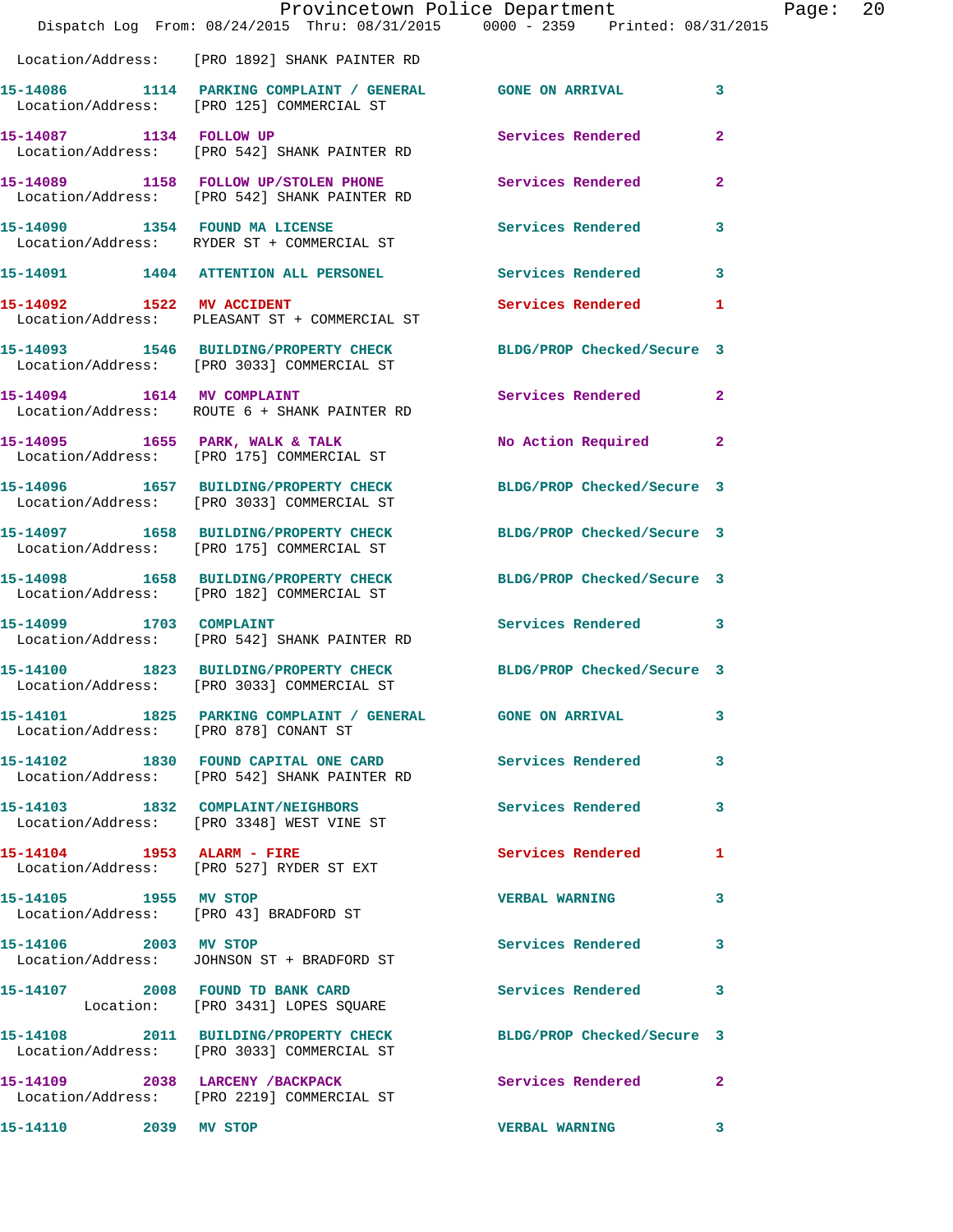Location/Address: [PRO 1892] SHANK PAINTER RD

| Call # | Time | Call Reason | Action | Priority |
|---|---|---|---|---|
| 15-14086 | 1114 | PARKING COMPLAINT / GENERAL | GONE ON ARRIVAL | 3 |
| | | Location/Address: [PRO 125] COMMERCIAL ST | | |
| 15-14087 | 1134 | FOLLOW UP | Services Rendered | 2 |
| | | Location/Address: [PRO 542] SHANK PAINTER RD | | |
| 15-14089 | 1158 | FOLLOW UP/STOLEN PHONE | Services Rendered | 2 |
| | | Location/Address: [PRO 542] SHANK PAINTER RD | | |
| 15-14090 | 1354 | FOUND MA LICENSE | Services Rendered | 3 |
| | | Location/Address: RYDER ST + COMMERCIAL ST | | |
| 15-14091 | 1404 | ATTENTION ALL PERSONEL | Services Rendered | 3 |
| 15-14092 | 1522 | MV ACCIDENT | Services Rendered | 1 |
| | | Location/Address: PLEASANT ST + COMMERCIAL ST | | |
| 15-14093 | 1546 | BUILDING/PROPERTY CHECK | BLDG/PROP Checked/Secure | 3 |
| | | Location/Address: [PRO 3033] COMMERCIAL ST | | |
| 15-14094 | 1614 | MV COMPLAINT | Services Rendered | 2 |
| | | Location/Address: ROUTE 6 + SHANK PAINTER RD | | |
| 15-14095 | 1655 | PARK, WALK & TALK | No Action Required | 2 |
| | | Location/Address: [PRO 175] COMMERCIAL ST | | |
| 15-14096 | 1657 | BUILDING/PROPERTY CHECK | BLDG/PROP Checked/Secure | 3 |
| | | Location/Address: [PRO 3033] COMMERCIAL ST | | |
| 15-14097 | 1658 | BUILDING/PROPERTY CHECK | BLDG/PROP Checked/Secure | 3 |
| | | Location/Address: [PRO 175] COMMERCIAL ST | | |
| 15-14098 | 1658 | BUILDING/PROPERTY CHECK | BLDG/PROP Checked/Secure | 3 |
| | | Location/Address: [PRO 182] COMMERCIAL ST | | |
| 15-14099 | 1703 | COMPLAINT | Services Rendered | 3 |
| | | Location/Address: [PRO 542] SHANK PAINTER RD | | |
| 15-14100 | 1823 | BUILDING/PROPERTY CHECK | BLDG/PROP Checked/Secure | 3 |
| | | Location/Address: [PRO 3033] COMMERCIAL ST | | |
| 15-14101 | 1825 | PARKING COMPLAINT / GENERAL | GONE ON ARRIVAL | 3 |
| | | Location/Address: [PRO 878] CONANT ST | | |
| 15-14102 | 1830 | FOUND CAPITAL ONE CARD | Services Rendered | 3 |
| | | Location/Address: [PRO 542] SHANK PAINTER RD | | |
| 15-14103 | 1832 | COMPLAINT/NEIGHBORS | Services Rendered | 3 |
| | | Location/Address: [PRO 3348] WEST VINE ST | | |
| 15-14104 | 1953 | ALARM - FIRE | Services Rendered | 1 |
| | | Location/Address: [PRO 527] RYDER ST EXT | | |
| 15-14105 | 1955 | MV STOP | VERBAL WARNING | 3 |
| | | Location/Address: [PRO 43] BRADFORD ST | | |
| 15-14106 | 2003 | MV STOP | Services Rendered | 3 |
| | | Location/Address: JOHNSON ST + BRADFORD ST | | |
| 15-14107 | 2008 | FOUND TD BANK CARD | Services Rendered | 3 |
| | | Location: [PRO 3431] LOPES SQUARE | | |
| 15-14108 | 2011 | BUILDING/PROPERTY CHECK | BLDG/PROP Checked/Secure | 3 |
| | | Location/Address: [PRO 3033] COMMERCIAL ST | | |
| 15-14109 | 2038 | LARCENY /BACKPACK | Services Rendered | 2 |
| | | Location/Address: [PRO 2219] COMMERCIAL ST | | |
| 15-14110 | 2039 | MV STOP | VERBAL WARNING | 3 |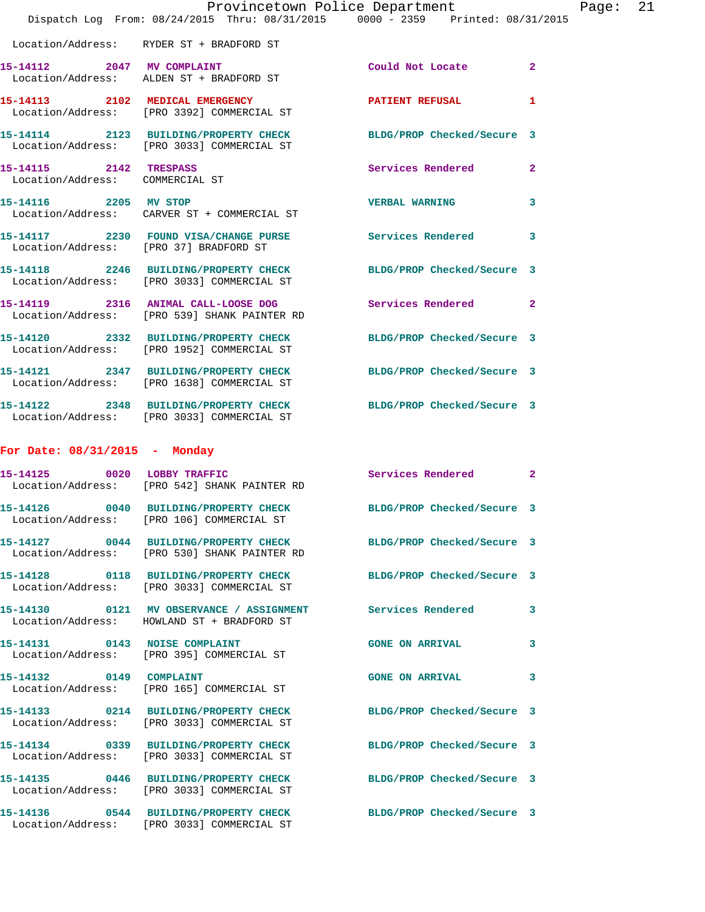Location/Address: RYDER ST + BRADFORD ST

| Call Number | Time | Call Reason | Action | Priority |
|---|---|---|---|---|
| 15-14112 | 2047 | MV COMPLAINT | Could Not Locate | 2 |
| Location/Address: | | ALDEN ST + BRADFORD ST | | |
| 15-14113 | 2102 | MEDICAL EMERGENCY | PATIENT REFUSAL | 1 |
| Location/Address: | | [PRO 3392] COMMERCIAL ST | | |
| 15-14114 | 2123 | BUILDING/PROPERTY CHECK | BLDG/PROP Checked/Secure | 3 |
| Location/Address: | | [PRO 3033] COMMERCIAL ST | | |
| 15-14115 | 2142 | TRESPASS | Services Rendered | 2 |
| Location/Address: | | COMMERCIAL ST | | |
| 15-14116 | 2205 | MV STOP | VERBAL WARNING | 3 |
| Location/Address: | | CARVER ST + COMMERCIAL ST | | |
| 15-14117 | 2230 | FOUND VISA/CHANGE PURSE | Services Rendered | 3 |
| Location/Address: | | [PRO 37] BRADFORD ST | | |
| 15-14118 | 2246 | BUILDING/PROPERTY CHECK | BLDG/PROP Checked/Secure | 3 |
| Location/Address: | | [PRO 3033] COMMERCIAL ST | | |
| 15-14119 | 2316 | ANIMAL CALL-LOOSE DOG | Services Rendered | 2 |
| Location/Address: | | [PRO 539] SHANK PAINTER RD | | |
| 15-14120 | 2332 | BUILDING/PROPERTY CHECK | BLDG/PROP Checked/Secure | 3 |
| Location/Address: | | [PRO 1952] COMMERCIAL ST | | |
| 15-14121 | 2347 | BUILDING/PROPERTY CHECK | BLDG/PROP Checked/Secure | 3 |
| Location/Address: | | [PRO 1638] COMMERCIAL ST | | |
| 15-14122 | 2348 | BUILDING/PROPERTY CHECK | BLDG/PROP Checked/Secure | 3 |
| Location/Address: | | [PRO 3033] COMMERCIAL ST | | |

## For Date: 08/31/2015 - Monday

| Call Number | Time | Call Reason | Action | Priority |
|---|---|---|---|---|
| 15-14125 | 0020 | LOBBY TRAFFIC | Services Rendered | 2 |
| Location/Address: | | [PRO 542] SHANK PAINTER RD | | |
| 15-14126 | 0040 | BUILDING/PROPERTY CHECK | BLDG/PROP Checked/Secure | 3 |
| Location/Address: | | [PRO 106] COMMERCIAL ST | | |
| 15-14127 | 0044 | BUILDING/PROPERTY CHECK | BLDG/PROP Checked/Secure | 3 |
| Location/Address: | | [PRO 530] SHANK PAINTER RD | | |
| 15-14128 | 0118 | BUILDING/PROPERTY CHECK | BLDG/PROP Checked/Secure | 3 |
| Location/Address: | | [PRO 3033] COMMERCIAL ST | | |
| 15-14130 | 0121 | MV OBSERVANCE / ASSIGNMENT | Services Rendered | 3 |
| Location/Address: | | HOWLAND ST + BRADFORD ST | | |
| 15-14131 | 0143 | NOISE COMPLAINT | GONE ON ARRIVAL | 3 |
| Location/Address: | | [PRO 395] COMMERCIAL ST | | |
| 15-14132 | 0149 | COMPLAINT | GONE ON ARRIVAL | 3 |
| Location/Address: | | [PRO 165] COMMERCIAL ST | | |
| 15-14133 | 0214 | BUILDING/PROPERTY CHECK | BLDG/PROP Checked/Secure | 3 |
| Location/Address: | | [PRO 3033] COMMERCIAL ST | | |
| 15-14134 | 0339 | BUILDING/PROPERTY CHECK | BLDG/PROP Checked/Secure | 3 |
| Location/Address: | | [PRO 3033] COMMERCIAL ST | | |
| 15-14135 | 0446 | BUILDING/PROPERTY CHECK | BLDG/PROP Checked/Secure | 3 |
| Location/Address: | | [PRO 3033] COMMERCIAL ST | | |
| 15-14136 | 0544 | BUILDING/PROPERTY CHECK | BLDG/PROP Checked/Secure | 3 |
| Location/Address: | | [PRO 3033] COMMERCIAL ST | | |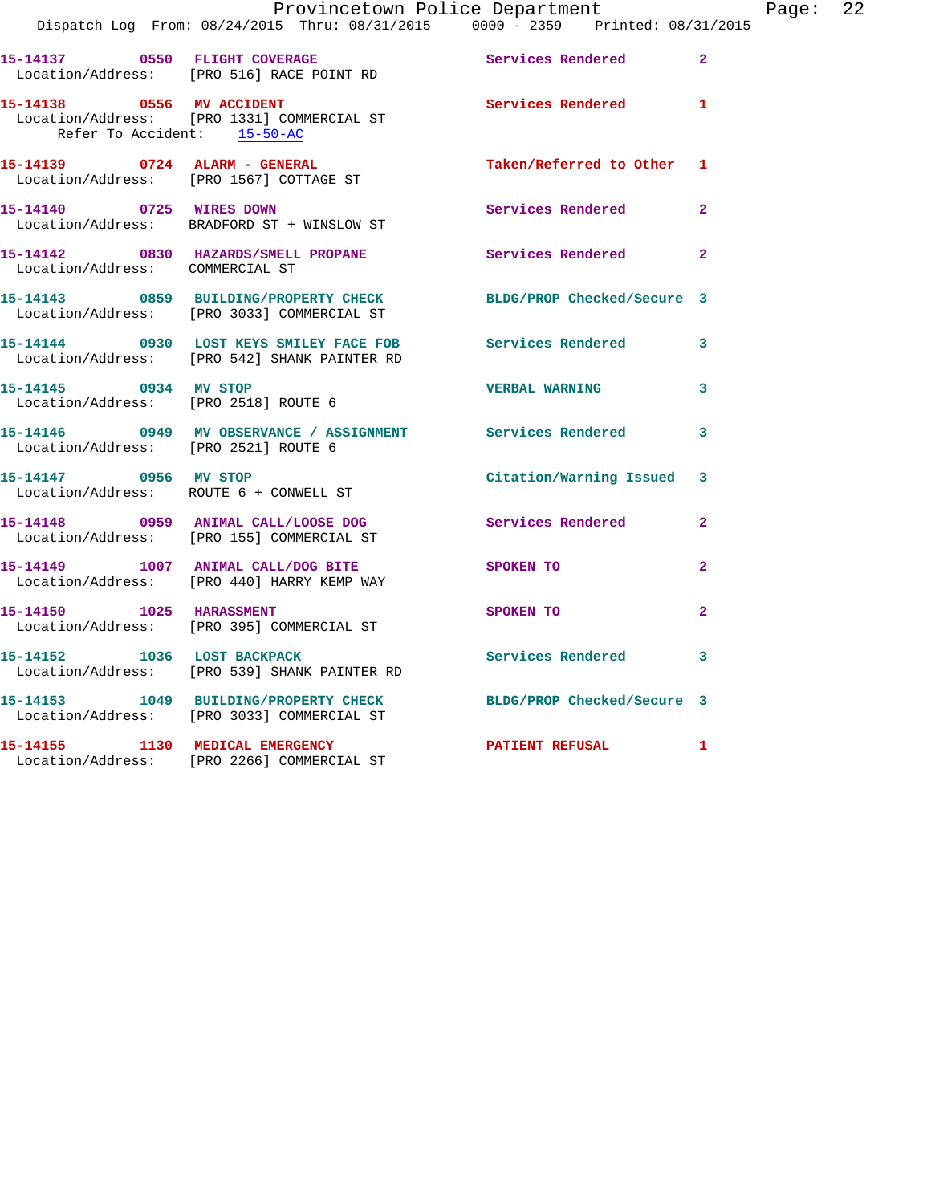15-14137 0550 **FLIGHT COVERAGE** Services Rendered 2
Location/Address: [PRO 516] RACE POINT RD

15-14138 0556 **MV ACCIDENT** Services Rendered 1
Location/Address: [PRO 1331] COMMERCIAL ST
Refer To Accident: 15-50-AC

15-14139 0724 **ALARM - GENERAL** Taken/Referred to Other 1
Location/Address: [PRO 1567] COTTAGE ST

15-14140 0725 **WIRES DOWN** Services Rendered 2
Location/Address: BRADFORD ST + WINSLOW ST

15-14142 0830 **HAZARDS/SMELL PROPANE** Services Rendered 2
Location/Address: COMMERCIAL ST

15-14143 0859 **BUILDING/PROPERTY CHECK** BLDG/PROP Checked/Secure 3
Location/Address: [PRO 3033] COMMERCIAL ST

15-14144 0930 **LOST KEYS SMILEY FACE FOB** Services Rendered 3
Location/Address: [PRO 542] SHANK PAINTER RD

15-14145 0934 **MV STOP** VERBAL WARNING 3
Location/Address: [PRO 2518] ROUTE 6

15-14146 0949 **MV OBSERVANCE / ASSIGNMENT** Services Rendered 3
Location/Address: [PRO 2521] ROUTE 6

15-14147 0956 **MV STOP** Citation/Warning Issued 3
Location/Address: ROUTE 6 + CONWELL ST

15-14148 0959 **ANIMAL CALL/LOOSE DOG** Services Rendered 2
Location/Address: [PRO 155] COMMERCIAL ST

15-14149 1007 **ANIMAL CALL/DOG BITE** SPOKEN TO 2
Location/Address: [PRO 440] HARRY KEMP WAY

15-14150 1025 **HARASSMENT** SPOKEN TO 2
Location/Address: [PRO 395] COMMERCIAL ST

15-14152 1036 **LOST BACKPACK** Services Rendered 3
Location/Address: [PRO 539] SHANK PAINTER RD

15-14153 1049 **BUILDING/PROPERTY CHECK** BLDG/PROP Checked/Secure 3
Location/Address: [PRO 3033] COMMERCIAL ST

15-14155 1130 **MEDICAL EMERGENCY** PATIENT REFUSAL 1
Location/Address: [PRO 2266] COMMERCIAL ST